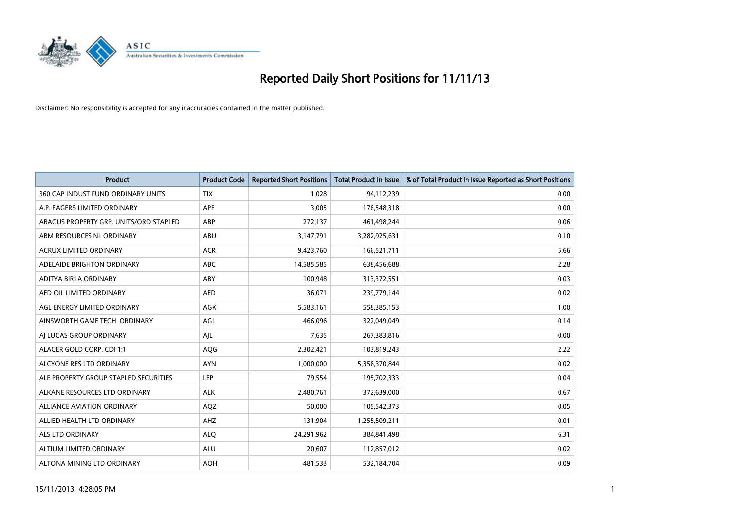# Reported Daily Short Positions for 11/11/13

Disclaimer: No responsibility is accepted for any inaccuracies contained in the matter published.

| Product | Product Code | Reported Short Positions | Total Product in Issue | % of Total Product in Issue Reported as Short Positions |
|---|---|---|---|---|
| 360 CAP INDUST FUND ORDINARY UNITS | TIX | 1,028 | 94,112,239 | 0.00 |
| A.P. EAGERS LIMITED ORDINARY | APE | 3,005 | 176,548,318 | 0.00 |
| ABACUS PROPERTY GRP. UNITS/ORD STAPLED | ABP | 272,137 | 461,498,244 | 0.06 |
| ABM RESOURCES NL ORDINARY | ABU | 3,147,791 | 3,282,925,631 | 0.10 |
| ACRUX LIMITED ORDINARY | ACR | 9,423,760 | 166,521,711 | 5.66 |
| ADELAIDE BRIGHTON ORDINARY | ABC | 14,585,585 | 638,456,688 | 2.28 |
| ADITYA BIRLA ORDINARY | ABY | 100,948 | 313,372,551 | 0.03 |
| AED OIL LIMITED ORDINARY | AED | 36,071 | 239,779,144 | 0.02 |
| AGL ENERGY LIMITED ORDINARY | AGK | 5,583,161 | 558,385,153 | 1.00 |
| AINSWORTH GAME TECH. ORDINARY | AGI | 466,096 | 322,049,049 | 0.14 |
| AJ LUCAS GROUP ORDINARY | AJL | 7,635 | 267,383,816 | 0.00 |
| ALACER GOLD CORP. CDI 1:1 | AQG | 2,302,421 | 103,819,243 | 2.22 |
| ALCYONE RES LTD ORDINARY | AYN | 1,000,000 | 5,358,370,844 | 0.02 |
| ALE PROPERTY GROUP STAPLED SECURITIES | LEP | 79,554 | 195,702,333 | 0.04 |
| ALKANE RESOURCES LTD ORDINARY | ALK | 2,480,761 | 372,639,000 | 0.67 |
| ALLIANCE AVIATION ORDINARY | AQZ | 50,000 | 105,542,373 | 0.05 |
| ALLIED HEALTH LTD ORDINARY | AHZ | 131,904 | 1,255,509,211 | 0.01 |
| ALS LTD ORDINARY | ALQ | 24,291,962 | 384,841,498 | 6.31 |
| ALTIUM LIMITED ORDINARY | ALU | 20,607 | 112,857,012 | 0.02 |
| ALTONA MINING LTD ORDINARY | AOH | 481,533 | 532,184,704 | 0.09 |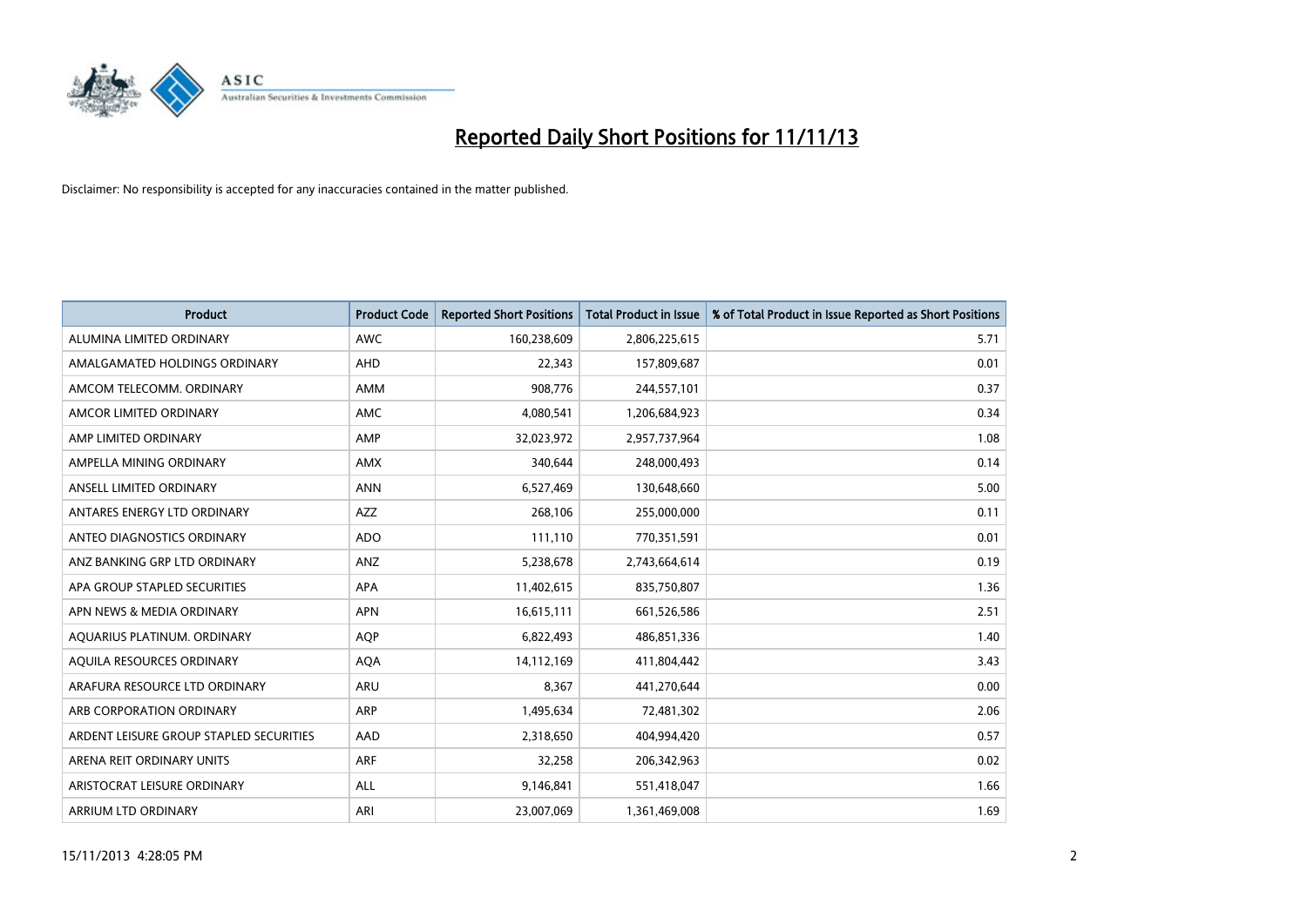# Reported Daily Short Positions for 11/11/13

Disclaimer: No responsibility is accepted for any inaccuracies contained in the matter published.

| Product | Product Code | Reported Short Positions | Total Product in Issue | % of Total Product in Issue Reported as Short Positions |
|---|---|---|---|---|
| ALUMINA LIMITED ORDINARY | AWC | 160,238,609 | 2,806,225,615 | 5.71 |
| AMALGAMATED HOLDINGS ORDINARY | AHD | 22,343 | 157,809,687 | 0.01 |
| AMCOM TELECOMM. ORDINARY | AMM | 908,776 | 244,557,101 | 0.37 |
| AMCOR LIMITED ORDINARY | AMC | 4,080,541 | 1,206,684,923 | 0.34 |
| AMP LIMITED ORDINARY | AMP | 32,023,972 | 2,957,737,964 | 1.08 |
| AMPELLA MINING ORDINARY | AMX | 340,644 | 248,000,493 | 0.14 |
| ANSELL LIMITED ORDINARY | ANN | 6,527,469 | 130,648,660 | 5.00 |
| ANTARES ENERGY LTD ORDINARY | AZZ | 268,106 | 255,000,000 | 0.11 |
| ANTEO DIAGNOSTICS ORDINARY | ADO | 111,110 | 770,351,591 | 0.01 |
| ANZ BANKING GRP LTD ORDINARY | ANZ | 5,238,678 | 2,743,664,614 | 0.19 |
| APA GROUP STAPLED SECURITIES | APA | 11,402,615 | 835,750,807 | 1.36 |
| APN NEWS & MEDIA ORDINARY | APN | 16,615,111 | 661,526,586 | 2.51 |
| AQUARIUS PLATINUM. ORDINARY | AQP | 6,822,493 | 486,851,336 | 1.40 |
| AQUILA RESOURCES ORDINARY | AQA | 14,112,169 | 411,804,442 | 3.43 |
| ARAFURA RESOURCE LTD ORDINARY | ARU | 8,367 | 441,270,644 | 0.00 |
| ARB CORPORATION ORDINARY | ARP | 1,495,634 | 72,481,302 | 2.06 |
| ARDENT LEISURE GROUP STAPLED SECURITIES | AAD | 2,318,650 | 404,994,420 | 0.57 |
| ARENA REIT ORDINARY UNITS | ARF | 32,258 | 206,342,963 | 0.02 |
| ARISTOCRAT LEISURE ORDINARY | ALL | 9,146,841 | 551,418,047 | 1.66 |
| ARRIUM LTD ORDINARY | ARI | 23,007,069 | 1,361,469,008 | 1.69 |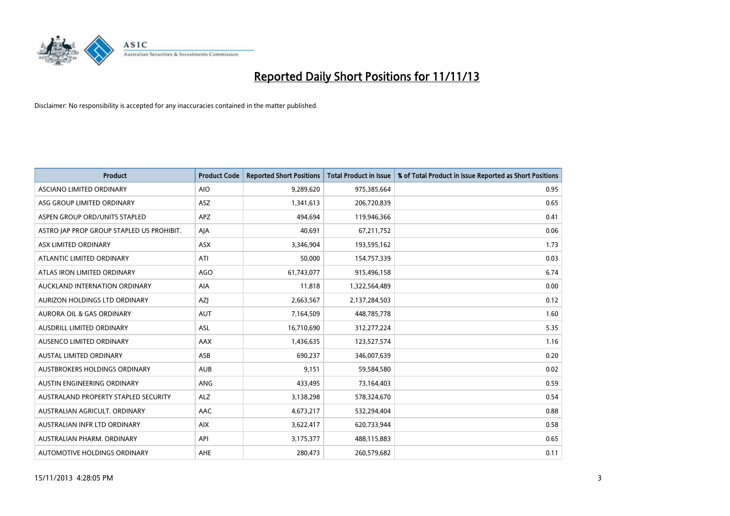# Reported Daily Short Positions for 11/11/13

Disclaimer: No responsibility is accepted for any inaccuracies contained in the matter published.

| Product | Product Code | Reported Short Positions | Total Product in Issue | % of Total Product in Issue Reported as Short Positions |
|---|---|---|---|---|
| ASCIANO LIMITED ORDINARY | AIO | 9,289,620 | 975,385,664 | 0.95 |
| ASG GROUP LIMITED ORDINARY | ASZ | 1,341,613 | 206,720,839 | 0.65 |
| ASPEN GROUP ORD/UNITS STAPLED | APZ | 494,694 | 119,946,366 | 0.41 |
| ASTRO JAP PROP GROUP STAPLED US PROHIBIT. | AJA | 40,691 | 67,211,752 | 0.06 |
| ASX LIMITED ORDINARY | ASX | 3,346,904 | 193,595,162 | 1.73 |
| ATLANTIC LIMITED ORDINARY | ATI | 50,000 | 154,757,339 | 0.03 |
| ATLAS IRON LIMITED ORDINARY | AGO | 61,743,077 | 915,496,158 | 6.74 |
| AUCKLAND INTERNATION ORDINARY | AIA | 11,818 | 1,322,564,489 | 0.00 |
| AURIZON HOLDINGS LTD ORDINARY | AZJ | 2,663,567 | 2,137,284,503 | 0.12 |
| AURORA OIL & GAS ORDINARY | AUT | 7,164,509 | 448,785,778 | 1.60 |
| AUSDRILL LIMITED ORDINARY | ASL | 16,710,690 | 312,277,224 | 5.35 |
| AUSENCO LIMITED ORDINARY | AAX | 1,436,635 | 123,527,574 | 1.16 |
| AUSTAL LIMITED ORDINARY | ASB | 690,237 | 346,007,639 | 0.20 |
| AUSTBROKERS HOLDINGS ORDINARY | AUB | 9,151 | 59,584,580 | 0.02 |
| AUSTIN ENGINEERING ORDINARY | ANG | 433,495 | 73,164,403 | 0.59 |
| AUSTRALAND PROPERTY STAPLED SECURITY | ALZ | 3,138,298 | 578,324,670 | 0.54 |
| AUSTRALIAN AGRICULT. ORDINARY | AAC | 4,673,217 | 532,294,404 | 0.88 |
| AUSTRALIAN INFR LTD ORDINARY | AIX | 3,622,417 | 620,733,944 | 0.58 |
| AUSTRALIAN PHARM. ORDINARY | API | 3,175,377 | 488,115,883 | 0.65 |
| AUTOMOTIVE HOLDINGS ORDINARY | AHE | 280,473 | 260,579,682 | 0.11 |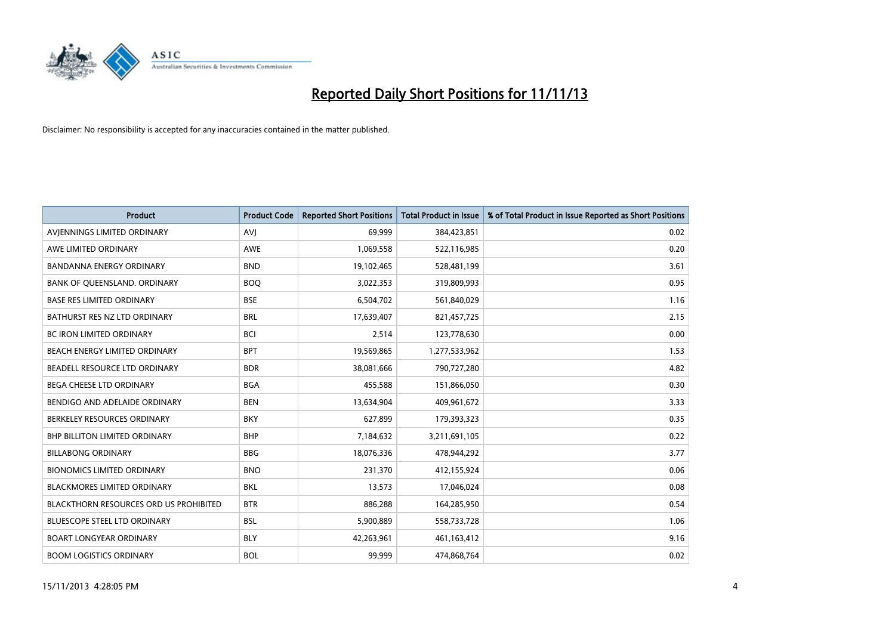# Reported Daily Short Positions for 11/11/13

Disclaimer: No responsibility is accepted for any inaccuracies contained in the matter published.

| Product | Product Code | Reported Short Positions | Total Product in Issue | % of Total Product in Issue Reported as Short Positions |
|---|---|---|---|---|
| AVJENNINGS LIMITED ORDINARY | AVJ | 69,999 | 384,423,851 | 0.02 |
| AWE LIMITED ORDINARY | AWE | 1,069,558 | 522,116,985 | 0.20 |
| BANDANNA ENERGY ORDINARY | BND | 19,102,465 | 528,481,199 | 3.61 |
| BANK OF QUEENSLAND. ORDINARY | BOQ | 3,022,353 | 319,809,993 | 0.95 |
| BASE RES LIMITED ORDINARY | BSE | 6,504,702 | 561,840,029 | 1.16 |
| BATHURST RES NZ LTD ORDINARY | BRL | 17,639,407 | 821,457,725 | 2.15 |
| BC IRON LIMITED ORDINARY | BCI | 2,514 | 123,778,630 | 0.00 |
| BEACH ENERGY LIMITED ORDINARY | BPT | 19,569,865 | 1,277,533,962 | 1.53 |
| BEADELL RESOURCE LTD ORDINARY | BDR | 38,081,666 | 790,727,280 | 4.82 |
| BEGA CHEESE LTD ORDINARY | BGA | 455,588 | 151,866,050 | 0.30 |
| BENDIGO AND ADELAIDE ORDINARY | BEN | 13,634,904 | 409,961,672 | 3.33 |
| BERKELEY RESOURCES ORDINARY | BKY | 627,899 | 179,393,323 | 0.35 |
| BHP BILLITON LIMITED ORDINARY | BHP | 7,184,632 | 3,211,691,105 | 0.22 |
| BILLABONG ORDINARY | BBG | 18,076,336 | 478,944,292 | 3.77 |
| BIONOMICS LIMITED ORDINARY | BNO | 231,370 | 412,155,924 | 0.06 |
| BLACKMORES LIMITED ORDINARY | BKL | 13,573 | 17,046,024 | 0.08 |
| BLACKTHORN RESOURCES ORD US PROHIBITED | BTR | 886,288 | 164,285,950 | 0.54 |
| BLUESCOPE STEEL LTD ORDINARY | BSL | 5,900,889 | 558,733,728 | 1.06 |
| BOART LONGYEAR ORDINARY | BLY | 42,263,961 | 461,163,412 | 9.16 |
| BOOM LOGISTICS ORDINARY | BOL | 99,999 | 474,868,764 | 0.02 |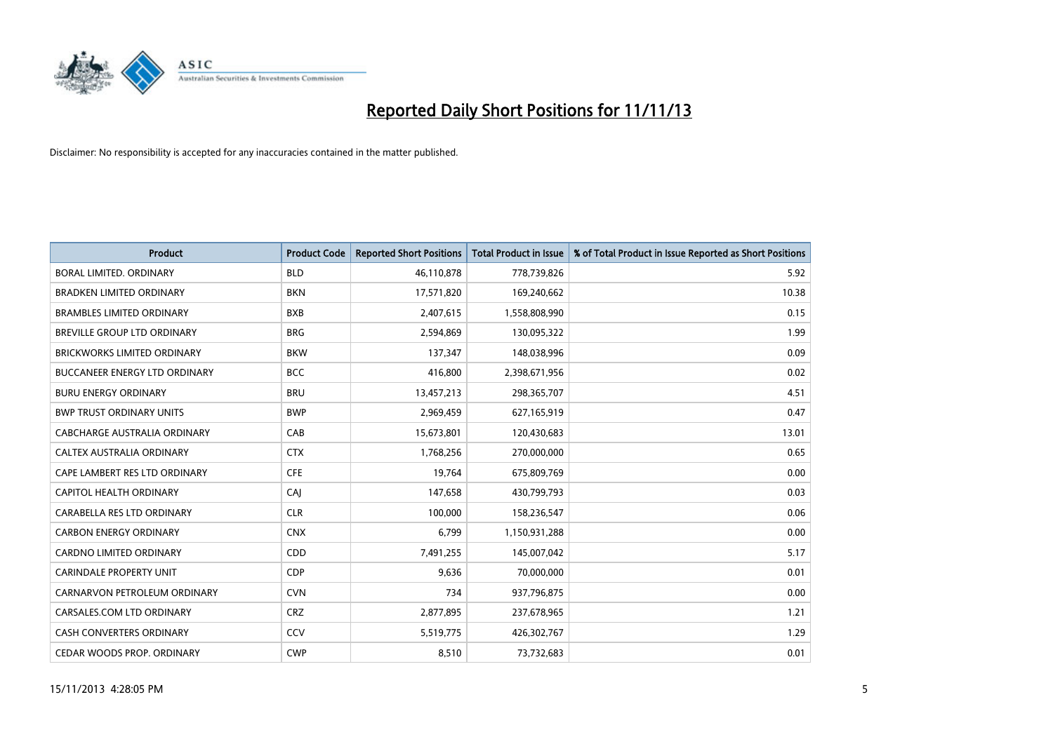# Reported Daily Short Positions for 11/11/13

Disclaimer: No responsibility is accepted for any inaccuracies contained in the matter published.

| Product | Product Code | Reported Short Positions | Total Product in Issue | % of Total Product in Issue Reported as Short Positions |
|---|---|---|---|---|
| BORAL LIMITED. ORDINARY | BLD | 46,110,878 | 778,739,826 | 5.92 |
| BRADKEN LIMITED ORDINARY | BKN | 17,571,820 | 169,240,662 | 10.38 |
| BRAMBLES LIMITED ORDINARY | BXB | 2,407,615 | 1,558,808,990 | 0.15 |
| BREVILLE GROUP LTD ORDINARY | BRG | 2,594,869 | 130,095,322 | 1.99 |
| BRICKWORKS LIMITED ORDINARY | BKW | 137,347 | 148,038,996 | 0.09 |
| BUCCANEER ENERGY LTD ORDINARY | BCC | 416,800 | 2,398,671,956 | 0.02 |
| BURU ENERGY ORDINARY | BRU | 13,457,213 | 298,365,707 | 4.51 |
| BWP TRUST ORDINARY UNITS | BWP | 2,969,459 | 627,165,919 | 0.47 |
| CABCHARGE AUSTRALIA ORDINARY | CAB | 15,673,801 | 120,430,683 | 13.01 |
| CALTEX AUSTRALIA ORDINARY | CTX | 1,768,256 | 270,000,000 | 0.65 |
| CAPE LAMBERT RES LTD ORDINARY | CFE | 19,764 | 675,809,769 | 0.00 |
| CAPITOL HEALTH ORDINARY | CAJ | 147,658 | 430,799,793 | 0.03 |
| CARABELLA RES LTD ORDINARY | CLR | 100,000 | 158,236,547 | 0.06 |
| CARBON ENERGY ORDINARY | CNX | 6,799 | 1,150,931,288 | 0.00 |
| CARDNO LIMITED ORDINARY | CDD | 7,491,255 | 145,007,042 | 5.17 |
| CARINDALE PROPERTY UNIT | CDP | 9,636 | 70,000,000 | 0.01 |
| CARNARVON PETROLEUM ORDINARY | CVN | 734 | 937,796,875 | 0.00 |
| CARSALES.COM LTD ORDINARY | CRZ | 2,877,895 | 237,678,965 | 1.21 |
| CASH CONVERTERS ORDINARY | CCV | 5,519,775 | 426,302,767 | 1.29 |
| CEDAR WOODS PROP. ORDINARY | CWP | 8,510 | 73,732,683 | 0.01 |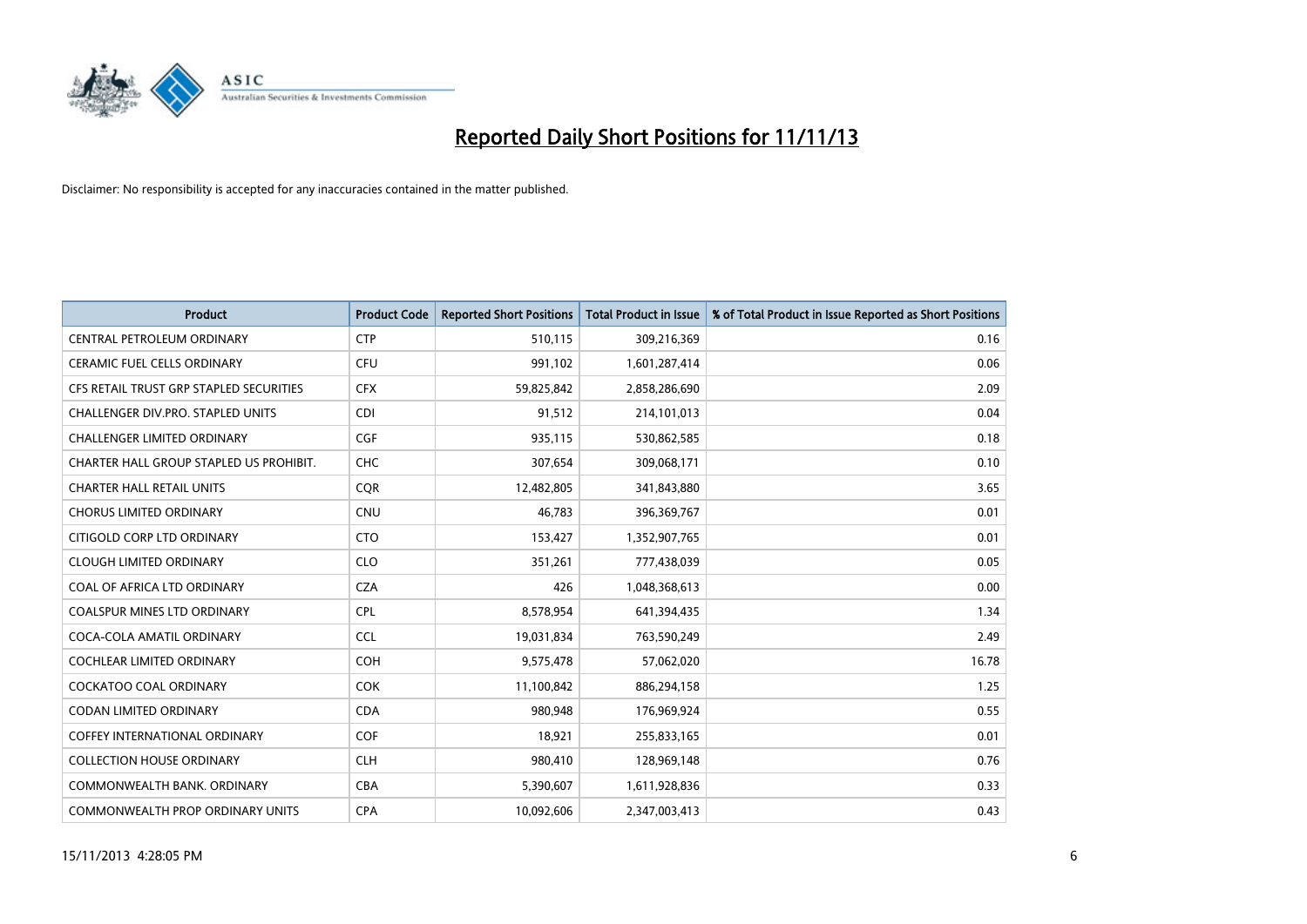# Reported Daily Short Positions for 11/11/13

Disclaimer: No responsibility is accepted for any inaccuracies contained in the matter published.

| Product | Product Code | Reported Short Positions | Total Product in Issue | % of Total Product in Issue Reported as Short Positions |
|---|---|---|---|---|
| CENTRAL PETROLEUM ORDINARY | CTP | 510,115 | 309,216,369 | 0.16 |
| CERAMIC FUEL CELLS ORDINARY | CFU | 991,102 | 1,601,287,414 | 0.06 |
| CFS RETAIL TRUST GRP STAPLED SECURITIES | CFX | 59,825,842 | 2,858,286,690 | 2.09 |
| CHALLENGER DIV.PRO. STAPLED UNITS | CDI | 91,512 | 214,101,013 | 0.04 |
| CHALLENGER LIMITED ORDINARY | CGF | 935,115 | 530,862,585 | 0.18 |
| CHARTER HALL GROUP STAPLED US PROHIBIT. | CHC | 307,654 | 309,068,171 | 0.10 |
| CHARTER HALL RETAIL UNITS | CQR | 12,482,805 | 341,843,880 | 3.65 |
| CHORUS LIMITED ORDINARY | CNU | 46,783 | 396,369,767 | 0.01 |
| CITIGOLD CORP LTD ORDINARY | CTO | 153,427 | 1,352,907,765 | 0.01 |
| CLOUGH LIMITED ORDINARY | CLO | 351,261 | 777,438,039 | 0.05 |
| COAL OF AFRICA LTD ORDINARY | CZA | 426 | 1,048,368,613 | 0.00 |
| COALSPUR MINES LTD ORDINARY | CPL | 8,578,954 | 641,394,435 | 1.34 |
| COCA-COLA AMATIL ORDINARY | CCL | 19,031,834 | 763,590,249 | 2.49 |
| COCHLEAR LIMITED ORDINARY | COH | 9,575,478 | 57,062,020 | 16.78 |
| COCKATOO COAL ORDINARY | COK | 11,100,842 | 886,294,158 | 1.25 |
| CODAN LIMITED ORDINARY | CDA | 980,948 | 176,969,924 | 0.55 |
| COFFEY INTERNATIONAL ORDINARY | COF | 18,921 | 255,833,165 | 0.01 |
| COLLECTION HOUSE ORDINARY | CLH | 980,410 | 128,969,148 | 0.76 |
| COMMONWEALTH BANK. ORDINARY | CBA | 5,390,607 | 1,611,928,836 | 0.33 |
| COMMONWEALTH PROP ORDINARY UNITS | CPA | 10,092,606 | 2,347,003,413 | 0.43 |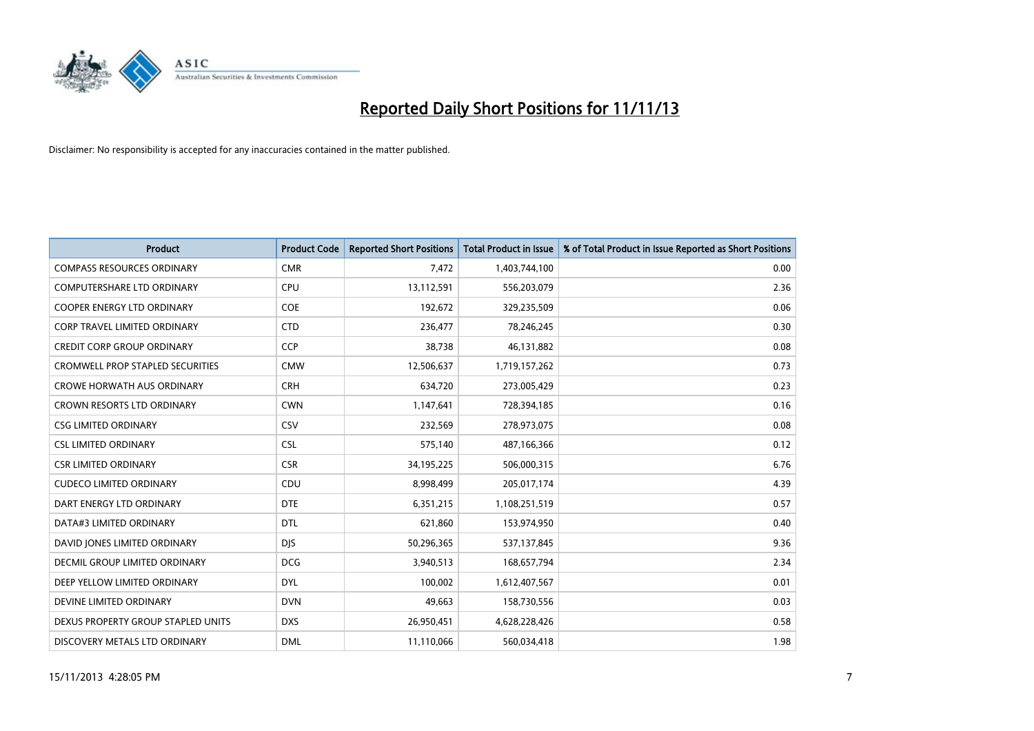# Reported Daily Short Positions for 11/11/13

Disclaimer: No responsibility is accepted for any inaccuracies contained in the matter published.

| Product | Product Code | Reported Short Positions | Total Product in Issue | % of Total Product in Issue Reported as Short Positions |
|---|---|---|---|---|
| COMPASS RESOURCES ORDINARY | CMR | 7,472 | 1,403,744,100 | 0.00 |
| COMPUTERSHARE LTD ORDINARY | CPU | 13,112,591 | 556,203,079 | 2.36 |
| COOPER ENERGY LTD ORDINARY | COE | 192,672 | 329,235,509 | 0.06 |
| CORP TRAVEL LIMITED ORDINARY | CTD | 236,477 | 78,246,245 | 0.30 |
| CREDIT CORP GROUP ORDINARY | CCP | 38,738 | 46,131,882 | 0.08 |
| CROMWELL PROP STAPLED SECURITIES | CMW | 12,506,637 | 1,719,157,262 | 0.73 |
| CROWE HORWATH AUS ORDINARY | CRH | 634,720 | 273,005,429 | 0.23 |
| CROWN RESORTS LTD ORDINARY | CWN | 1,147,641 | 728,394,185 | 0.16 |
| CSG LIMITED ORDINARY | CSV | 232,569 | 278,973,075 | 0.08 |
| CSL LIMITED ORDINARY | CSL | 575,140 | 487,166,366 | 0.12 |
| CSR LIMITED ORDINARY | CSR | 34,195,225 | 506,000,315 | 6.76 |
| CUDECO LIMITED ORDINARY | CDU | 8,998,499 | 205,017,174 | 4.39 |
| DART ENERGY LTD ORDINARY | DTE | 6,351,215 | 1,108,251,519 | 0.57 |
| DATA#3 LIMITED ORDINARY | DTL | 621,860 | 153,974,950 | 0.40 |
| DAVID JONES LIMITED ORDINARY | DJS | 50,296,365 | 537,137,845 | 9.36 |
| DECMIL GROUP LIMITED ORDINARY | DCG | 3,940,513 | 168,657,794 | 2.34 |
| DEEP YELLOW LIMITED ORDINARY | DYL | 100,002 | 1,612,407,567 | 0.01 |
| DEVINE LIMITED ORDINARY | DVN | 49,663 | 158,730,556 | 0.03 |
| DEXUS PROPERTY GROUP STAPLED UNITS | DXS | 26,950,451 | 4,628,228,426 | 0.58 |
| DISCOVERY METALS LTD ORDINARY | DML | 11,110,066 | 560,034,418 | 1.98 |

15/11/2013 4:28:05 PM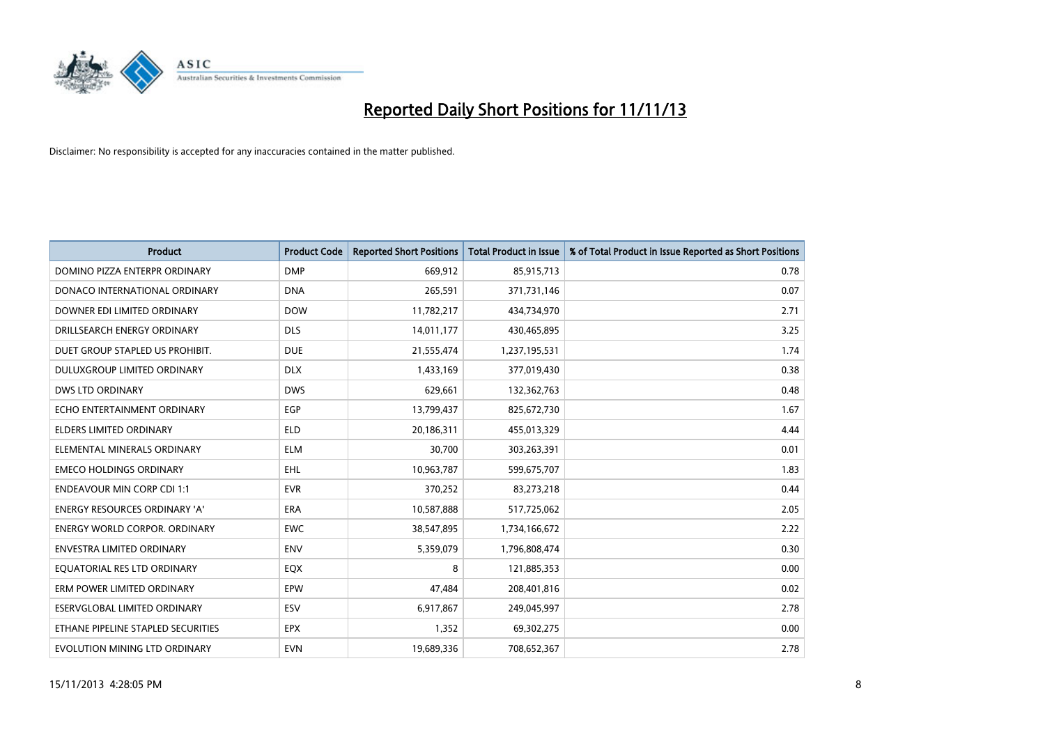# Reported Daily Short Positions for 11/11/13

Disclaimer: No responsibility is accepted for any inaccuracies contained in the matter published.

| Product | Product Code | Reported Short Positions | Total Product in Issue | % of Total Product in Issue Reported as Short Positions |
|---|---|---|---|---|
| DOMINO PIZZA ENTERPR ORDINARY | DMP | 669,912 | 85,915,713 | 0.78 |
| DONACO INTERNATIONAL ORDINARY | DNA | 265,591 | 371,731,146 | 0.07 |
| DOWNER EDI LIMITED ORDINARY | DOW | 11,782,217 | 434,734,970 | 2.71 |
| DRILLSEARCH ENERGY ORDINARY | DLS | 14,011,177 | 430,465,895 | 3.25 |
| DUET GROUP STAPLED US PROHIBIT. | DUE | 21,555,474 | 1,237,195,531 | 1.74 |
| DULUXGROUP LIMITED ORDINARY | DLX | 1,433,169 | 377,019,430 | 0.38 |
| DWS LTD ORDINARY | DWS | 629,661 | 132,362,763 | 0.48 |
| ECHO ENTERTAINMENT ORDINARY | EGP | 13,799,437 | 825,672,730 | 1.67 |
| ELDERS LIMITED ORDINARY | ELD | 20,186,311 | 455,013,329 | 4.44 |
| ELEMENTAL MINERALS ORDINARY | ELM | 30,700 | 303,263,391 | 0.01 |
| EMECO HOLDINGS ORDINARY | EHL | 10,963,787 | 599,675,707 | 1.83 |
| ENDEAVOUR MIN CORP CDI 1:1 | EVR | 370,252 | 83,273,218 | 0.44 |
| ENERGY RESOURCES ORDINARY 'A' | ERA | 10,587,888 | 517,725,062 | 2.05 |
| ENERGY WORLD CORPOR. ORDINARY | EWC | 38,547,895 | 1,734,166,672 | 2.22 |
| ENVESTRA LIMITED ORDINARY | ENV | 5,359,079 | 1,796,808,474 | 0.30 |
| EQUATORIAL RES LTD ORDINARY | EQX | 8 | 121,885,353 | 0.00 |
| ERM POWER LIMITED ORDINARY | EPW | 47,484 | 208,401,816 | 0.02 |
| ESERVGLOBAL LIMITED ORDINARY | ESV | 6,917,867 | 249,045,997 | 2.78 |
| ETHANE PIPELINE STAPLED SECURITIES | EPX | 1,352 | 69,302,275 | 0.00 |
| EVOLUTION MINING LTD ORDINARY | EVN | 19,689,336 | 708,652,367 | 2.78 |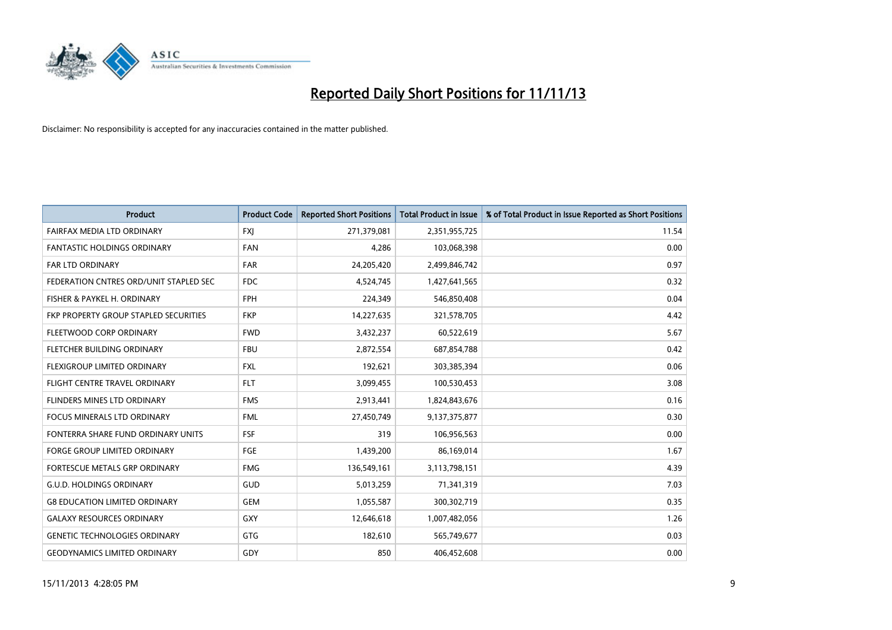# Reported Daily Short Positions for 11/11/13

Disclaimer: No responsibility is accepted for any inaccuracies contained in the matter published.

| Product | Product Code | Reported Short Positions | Total Product in Issue | % of Total Product in Issue Reported as Short Positions |
|---|---|---|---|---|
| FAIRFAX MEDIA LTD ORDINARY | FXJ | 271,379,081 | 2,351,955,725 | 11.54 |
| FANTASTIC HOLDINGS ORDINARY | FAN | 4,286 | 103,068,398 | 0.00 |
| FAR LTD ORDINARY | FAR | 24,205,420 | 2,499,846,742 | 0.97 |
| FEDERATION CNTRES ORD/UNIT STAPLED SEC | FDC | 4,524,745 | 1,427,641,565 | 0.32 |
| FISHER & PAYKEL H. ORDINARY | FPH | 224,349 | 546,850,408 | 0.04 |
| FKP PROPERTY GROUP STAPLED SECURITIES | FKP | 14,227,635 | 321,578,705 | 4.42 |
| FLEETWOOD CORP ORDINARY | FWD | 3,432,237 | 60,522,619 | 5.67 |
| FLETCHER BUILDING ORDINARY | FBU | 2,872,554 | 687,854,788 | 0.42 |
| FLEXIGROUP LIMITED ORDINARY | FXL | 192,621 | 303,385,394 | 0.06 |
| FLIGHT CENTRE TRAVEL ORDINARY | FLT | 3,099,455 | 100,530,453 | 3.08 |
| FLINDERS MINES LTD ORDINARY | FMS | 2,913,441 | 1,824,843,676 | 0.16 |
| FOCUS MINERALS LTD ORDINARY | FML | 27,450,749 | 9,137,375,877 | 0.30 |
| FONTERRA SHARE FUND ORDINARY UNITS | FSF | 319 | 106,956,563 | 0.00 |
| FORGE GROUP LIMITED ORDINARY | FGE | 1,439,200 | 86,169,014 | 1.67 |
| FORTESCUE METALS GRP ORDINARY | FMG | 136,549,161 | 3,113,798,151 | 4.39 |
| G.U.D. HOLDINGS ORDINARY | GUD | 5,013,259 | 71,341,319 | 7.03 |
| G8 EDUCATION LIMITED ORDINARY | GEM | 1,055,587 | 300,302,719 | 0.35 |
| GALAXY RESOURCES ORDINARY | GXY | 12,646,618 | 1,007,482,056 | 1.26 |
| GENETIC TECHNOLOGIES ORDINARY | GTG | 182,610 | 565,749,677 | 0.03 |
| GEODYNAMICS LIMITED ORDINARY | GDY | 850 | 406,452,608 | 0.00 |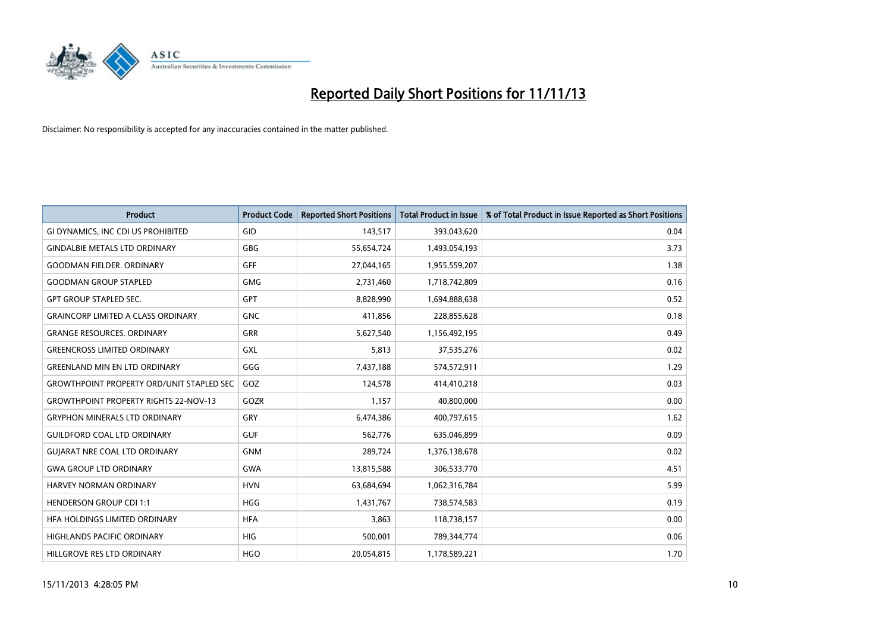# Reported Daily Short Positions for 11/11/13

Disclaimer: No responsibility is accepted for any inaccuracies contained in the matter published.

| Product | Product Code | Reported Short Positions | Total Product in Issue | % of Total Product in Issue Reported as Short Positions |
|---|---|---|---|---|
| GI DYNAMICS, INC CDI US PROHIBITED | GID | 143,517 | 393,043,620 | 0.04 |
| GINDALBIE METALS LTD ORDINARY | GBG | 55,654,724 | 1,493,054,193 | 3.73 |
| GOODMAN FIELDER. ORDINARY | GFF | 27,044,165 | 1,955,559,207 | 1.38 |
| GOODMAN GROUP STAPLED | GMG | 2,731,460 | 1,718,742,809 | 0.16 |
| GPT GROUP STAPLED SEC. | GPT | 8,828,990 | 1,694,888,638 | 0.52 |
| GRAINCORP LIMITED A CLASS ORDINARY | GNC | 411,856 | 228,855,628 | 0.18 |
| GRANGE RESOURCES. ORDINARY | GRR | 5,627,540 | 1,156,492,195 | 0.49 |
| GREENCROSS LIMITED ORDINARY | GXL | 5,813 | 37,535,276 | 0.02 |
| GREENLAND MIN EN LTD ORDINARY | GGG | 7,437,188 | 574,572,911 | 1.29 |
| GROWTHPOINT PROPERTY ORD/UNIT STAPLED SEC | GOZ | 124,578 | 414,410,218 | 0.03 |
| GROWTHPOINT PROPERTY RIGHTS 22-NOV-13 | GOZR | 1,157 | 40,800,000 | 0.00 |
| GRYPHON MINERALS LTD ORDINARY | GRY | 6,474,386 | 400,797,615 | 1.62 |
| GUILDFORD COAL LTD ORDINARY | GUF | 562,776 | 635,046,899 | 0.09 |
| GUJARAT NRE COAL LTD ORDINARY | GNM | 289,724 | 1,376,138,678 | 0.02 |
| GWA GROUP LTD ORDINARY | GWA | 13,815,588 | 306,533,770 | 4.51 |
| HARVEY NORMAN ORDINARY | HVN | 63,684,694 | 1,062,316,784 | 5.99 |
| HENDERSON GROUP CDI 1:1 | HGG | 1,431,767 | 738,574,583 | 0.19 |
| HFA HOLDINGS LIMITED ORDINARY | HFA | 3,863 | 118,738,157 | 0.00 |
| HIGHLANDS PACIFIC ORDINARY | HIG | 500,001 | 789,344,774 | 0.06 |
| HILLGROVE RES LTD ORDINARY | HGO | 20,054,815 | 1,178,589,221 | 1.70 |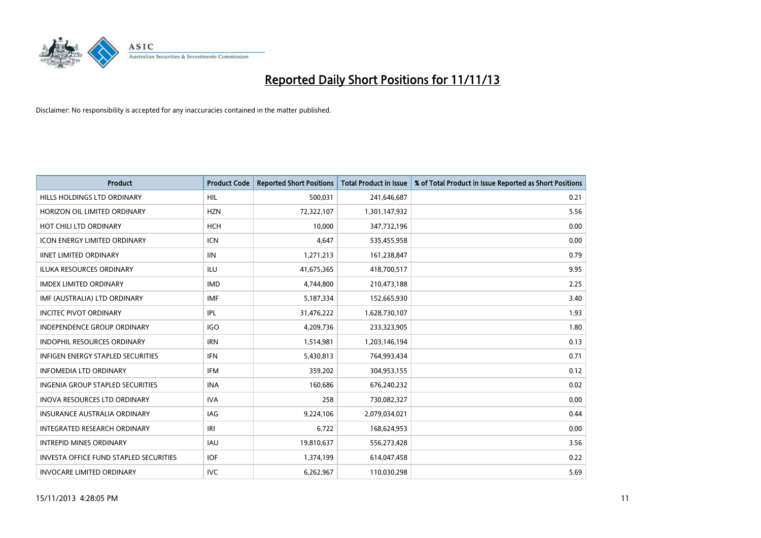# Reported Daily Short Positions for 11/11/13

Disclaimer: No responsibility is accepted for any inaccuracies contained in the matter published.

| Product | Product Code | Reported Short Positions | Total Product in Issue | % of Total Product in Issue Reported as Short Positions |
|---|---|---|---|---|
| HILLS HOLDINGS LTD ORDINARY | HIL | 500,031 | 241,646,687 | 0.21 |
| HORIZON OIL LIMITED ORDINARY | HZN | 72,322,107 | 1,301,147,932 | 5.56 |
| HOT CHILI LTD ORDINARY | HCH | 10,000 | 347,732,196 | 0.00 |
| ICON ENERGY LIMITED ORDINARY | ICN | 4,647 | 535,455,958 | 0.00 |
| IINET LIMITED ORDINARY | IIN | 1,271,213 | 161,238,847 | 0.79 |
| ILUKA RESOURCES ORDINARY | ILU | 41,675,365 | 418,700,517 | 9.95 |
| IMDEX LIMITED ORDINARY | IMD | 4,744,800 | 210,473,188 | 2.25 |
| IMF (AUSTRALIA) LTD ORDINARY | IMF | 5,187,334 | 152,665,930 | 3.40 |
| INCITEC PIVOT ORDINARY | IPL | 31,476,222 | 1,628,730,107 | 1.93 |
| INDEPENDENCE GROUP ORDINARY | IGO | 4,209,736 | 233,323,905 | 1.80 |
| INDOPHIL RESOURCES ORDINARY | IRN | 1,514,981 | 1,203,146,194 | 0.13 |
| INFIGEN ENERGY STAPLED SECURITIES | IFN | 5,430,813 | 764,993,434 | 0.71 |
| INFOMEDIA LTD ORDINARY | IFM | 359,202 | 304,953,155 | 0.12 |
| INGENIA GROUP STAPLED SECURITIES | INA | 160,686 | 676,240,232 | 0.02 |
| INOVA RESOURCES LTD ORDINARY | IVA | 258 | 730,082,327 | 0.00 |
| INSURANCE AUSTRALIA ORDINARY | IAG | 9,224,106 | 2,079,034,021 | 0.44 |
| INTEGRATED RESEARCH ORDINARY | IRI | 6,722 | 168,624,953 | 0.00 |
| INTREPID MINES ORDINARY | IAU | 19,810,637 | 556,273,428 | 3.56 |
| INVESTA OFFICE FUND STAPLED SECURITIES | IOF | 1,374,199 | 614,047,458 | 0.22 |
| INVOCARE LIMITED ORDINARY | IVC | 6,262,967 | 110,030,298 | 5.69 |

15/11/2013 4:28:05 PM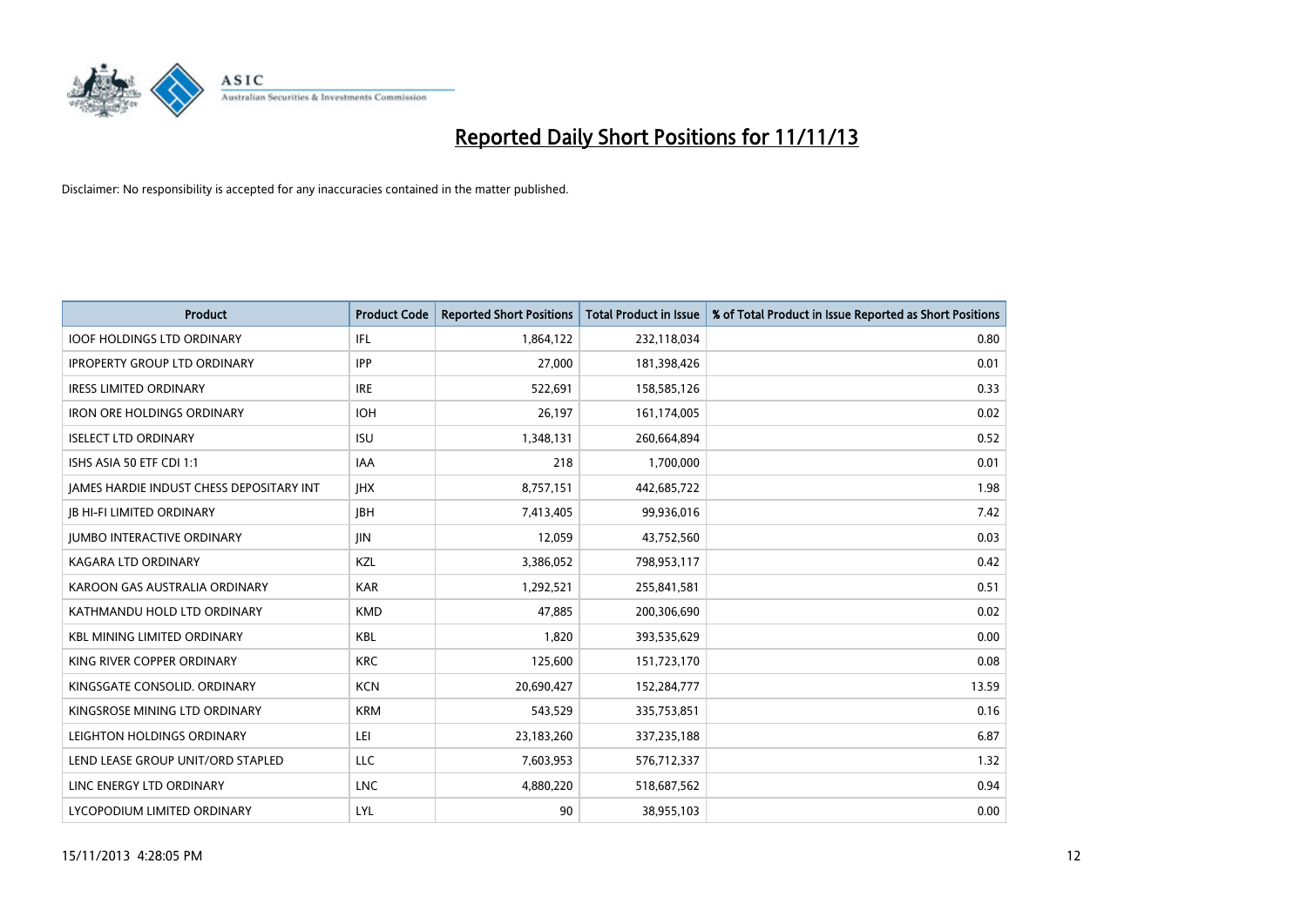# Reported Daily Short Positions for 11/11/13

Disclaimer: No responsibility is accepted for any inaccuracies contained in the matter published.

| Product | Product Code | Reported Short Positions | Total Product in Issue | % of Total Product in Issue Reported as Short Positions |
|---|---|---|---|---|
| IOOF HOLDINGS LTD ORDINARY | IFL | 1,864,122 | 232,118,034 | 0.80 |
| IPROPERTY GROUP LTD ORDINARY | IPP | 27,000 | 181,398,426 | 0.01 |
| IRESS LIMITED ORDINARY | IRE | 522,691 | 158,585,126 | 0.33 |
| IRON ORE HOLDINGS ORDINARY | IOH | 26,197 | 161,174,005 | 0.02 |
| ISELECT LTD ORDINARY | ISU | 1,348,131 | 260,664,894 | 0.52 |
| ISHS ASIA 50 ETF CDI 1:1 | IAA | 218 | 1,700,000 | 0.01 |
| JAMES HARDIE INDUST CHESS DEPOSITARY INT | JHX | 8,757,151 | 442,685,722 | 1.98 |
| JB HI-FI LIMITED ORDINARY | JBH | 7,413,405 | 99,936,016 | 7.42 |
| JUMBO INTERACTIVE ORDINARY | JIN | 12,059 | 43,752,560 | 0.03 |
| KAGARA LTD ORDINARY | KZL | 3,386,052 | 798,953,117 | 0.42 |
| KAROON GAS AUSTRALIA ORDINARY | KAR | 1,292,521 | 255,841,581 | 0.51 |
| KATHMANDU HOLD LTD ORDINARY | KMD | 47,885 | 200,306,690 | 0.02 |
| KBL MINING LIMITED ORDINARY | KBL | 1,820 | 393,535,629 | 0.00 |
| KING RIVER COPPER ORDINARY | KRC | 125,600 | 151,723,170 | 0.08 |
| KINGSGATE CONSOLID. ORDINARY | KCN | 20,690,427 | 152,284,777 | 13.59 |
| KINGSROSE MINING LTD ORDINARY | KRM | 543,529 | 335,753,851 | 0.16 |
| LEIGHTON HOLDINGS ORDINARY | LEI | 23,183,260 | 337,235,188 | 6.87 |
| LEND LEASE GROUP UNIT/ORD STAPLED | LLC | 7,603,953 | 576,712,337 | 1.32 |
| LINC ENERGY LTD ORDINARY | LNC | 4,880,220 | 518,687,562 | 0.94 |
| LYCOPODIUM LIMITED ORDINARY | LYL | 90 | 38,955,103 | 0.00 |

15/11/2013 4:28:05 PM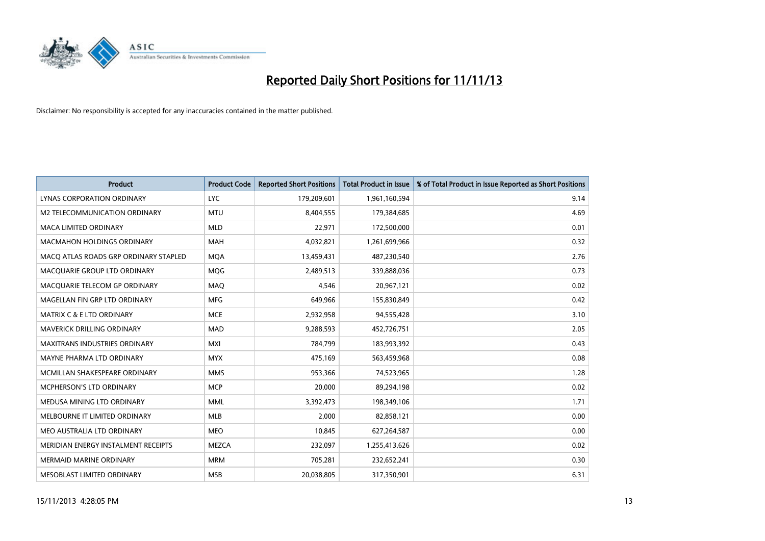# Reported Daily Short Positions for 11/11/13

Disclaimer: No responsibility is accepted for any inaccuracies contained in the matter published.

| Product | Product Code | Reported Short Positions | Total Product in Issue | % of Total Product in Issue Reported as Short Positions |
|---|---|---|---|---|
| LYNAS CORPORATION ORDINARY | LYC | 179,209,601 | 1,961,160,594 | 9.14 |
| M2 TELECOMMUNICATION ORDINARY | MTU | 8,404,555 | 179,384,685 | 4.69 |
| MACA LIMITED ORDINARY | MLD | 22,971 | 172,500,000 | 0.01 |
| MACMAHON HOLDINGS ORDINARY | MAH | 4,032,821 | 1,261,699,966 | 0.32 |
| MACQ ATLAS ROADS GRP ORDINARY STAPLED | MQA | 13,459,431 | 487,230,540 | 2.76 |
| MACQUARIE GROUP LTD ORDINARY | MQG | 2,489,513 | 339,888,036 | 0.73 |
| MACQUARIE TELECOM GP ORDINARY | MAQ | 4,546 | 20,967,121 | 0.02 |
| MAGELLAN FIN GRP LTD ORDINARY | MFG | 649,966 | 155,830,849 | 0.42 |
| MATRIX C & E LTD ORDINARY | MCE | 2,932,958 | 94,555,428 | 3.10 |
| MAVERICK DRILLING ORDINARY | MAD | 9,288,593 | 452,726,751 | 2.05 |
| MAXITRANS INDUSTRIES ORDINARY | MXI | 784,799 | 183,993,392 | 0.43 |
| MAYNE PHARMA LTD ORDINARY | MYX | 475,169 | 563,459,968 | 0.08 |
| MCMILLAN SHAKESPEARE ORDINARY | MMS | 953,366 | 74,523,965 | 1.28 |
| MCPHERSON'S LTD ORDINARY | MCP | 20,000 | 89,294,198 | 0.02 |
| MEDUSA MINING LTD ORDINARY | MML | 3,392,473 | 198,349,106 | 1.71 |
| MELBOURNE IT LIMITED ORDINARY | MLB | 2,000 | 82,858,121 | 0.00 |
| MEO AUSTRALIA LTD ORDINARY | MEO | 10,845 | 627,264,587 | 0.00 |
| MERIDIAN ENERGY INSTALMENT RECEIPTS | MEZCA | 232,097 | 1,255,413,626 | 0.02 |
| MERMAID MARINE ORDINARY | MRM | 705,281 | 232,652,241 | 0.30 |
| MESOBLAST LIMITED ORDINARY | MSB | 20,038,805 | 317,350,901 | 6.31 |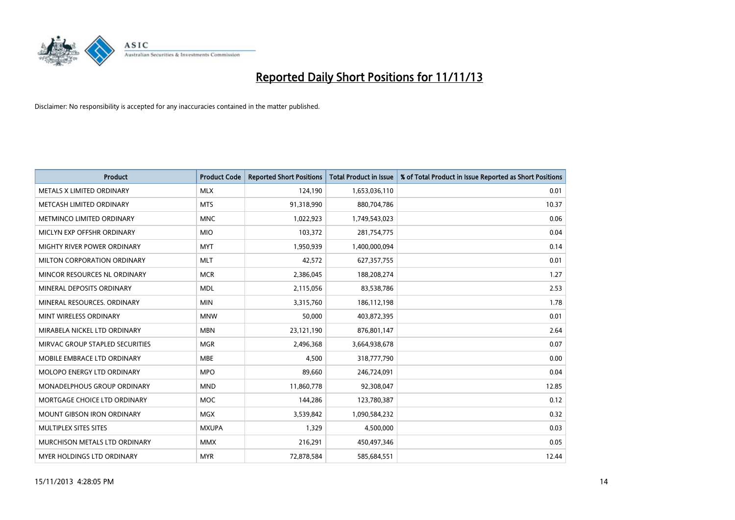# Reported Daily Short Positions for 11/11/13

Disclaimer: No responsibility is accepted for any inaccuracies contained in the matter published.

| Product | Product Code | Reported Short Positions | Total Product in Issue | % of Total Product in Issue Reported as Short Positions |
|---|---|---|---|---|
| METALS X LIMITED ORDINARY | MLX | 124,190 | 1,653,036,110 | 0.01 |
| METCASH LIMITED ORDINARY | MTS | 91,318,990 | 880,704,786 | 10.37 |
| METMINCO LIMITED ORDINARY | MNC | 1,022,923 | 1,749,543,023 | 0.06 |
| MICLYN EXP OFFSHR ORDINARY | MIO | 103,372 | 281,754,775 | 0.04 |
| MIGHTY RIVER POWER ORDINARY | MYT | 1,950,939 | 1,400,000,094 | 0.14 |
| MILTON CORPORATION ORDINARY | MLT | 42,572 | 627,357,755 | 0.01 |
| MINCOR RESOURCES NL ORDINARY | MCR | 2,386,045 | 188,208,274 | 1.27 |
| MINERAL DEPOSITS ORDINARY | MDL | 2,115,056 | 83,538,786 | 2.53 |
| MINERAL RESOURCES. ORDINARY | MIN | 3,315,760 | 186,112,198 | 1.78 |
| MINT WIRELESS ORDINARY | MNW | 50,000 | 403,872,395 | 0.01 |
| MIRABELA NICKEL LTD ORDINARY | MBN | 23,121,190 | 876,801,147 | 2.64 |
| MIRVAC GROUP STAPLED SECURITIES | MGR | 2,496,368 | 3,664,938,678 | 0.07 |
| MOBILE EMBRACE LTD ORDINARY | MBE | 4,500 | 318,777,790 | 0.00 |
| MOLOPO ENERGY LTD ORDINARY | MPO | 89,660 | 246,724,091 | 0.04 |
| MONADELPHOUS GROUP ORDINARY | MND | 11,860,778 | 92,308,047 | 12.85 |
| MORTGAGE CHOICE LTD ORDINARY | MOC | 144,286 | 123,780,387 | 0.12 |
| MOUNT GIBSON IRON ORDINARY | MGX | 3,539,842 | 1,090,584,232 | 0.32 |
| MULTIPLEX SITES SITES | MXUPA | 1,329 | 4,500,000 | 0.03 |
| MURCHISON METALS LTD ORDINARY | MMX | 216,291 | 450,497,346 | 0.05 |
| MYER HOLDINGS LTD ORDINARY | MYR | 72,878,584 | 585,684,551 | 12.44 |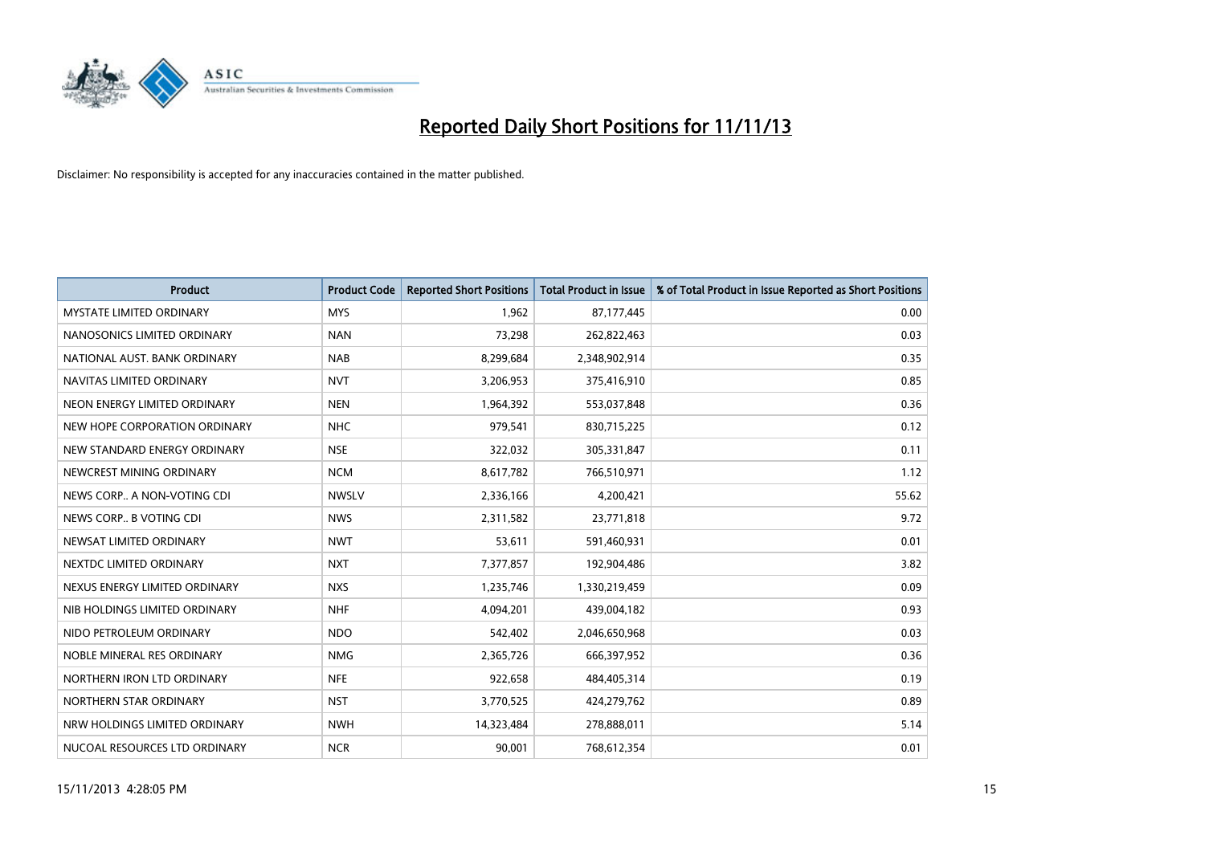# Reported Daily Short Positions for 11/11/13

Disclaimer: No responsibility is accepted for any inaccuracies contained in the matter published.

| Product | Product Code | Reported Short Positions | Total Product in Issue | % of Total Product in Issue Reported as Short Positions |
|---|---|---|---|---|
| MYSTATE LIMITED ORDINARY | MYS | 1,962 | 87,177,445 | 0.00 |
| NANOSONICS LIMITED ORDINARY | NAN | 73,298 | 262,822,463 | 0.03 |
| NATIONAL AUST. BANK ORDINARY | NAB | 8,299,684 | 2,348,902,914 | 0.35 |
| NAVITAS LIMITED ORDINARY | NVT | 3,206,953 | 375,416,910 | 0.85 |
| NEON ENERGY LIMITED ORDINARY | NEN | 1,964,392 | 553,037,848 | 0.36 |
| NEW HOPE CORPORATION ORDINARY | NHC | 979,541 | 830,715,225 | 0.12 |
| NEW STANDARD ENERGY ORDINARY | NSE | 322,032 | 305,331,847 | 0.11 |
| NEWCREST MINING ORDINARY | NCM | 8,617,782 | 766,510,971 | 1.12 |
| NEWS CORP.. A NON-VOTING CDI | NWSLV | 2,336,166 | 4,200,421 | 55.62 |
| NEWS CORP.. B VOTING CDI | NWS | 2,311,582 | 23,771,818 | 9.72 |
| NEWSAT LIMITED ORDINARY | NWT | 53,611 | 591,460,931 | 0.01 |
| NEXTDC LIMITED ORDINARY | NXT | 7,377,857 | 192,904,486 | 3.82 |
| NEXUS ENERGY LIMITED ORDINARY | NXS | 1,235,746 | 1,330,219,459 | 0.09 |
| NIB HOLDINGS LIMITED ORDINARY | NHF | 4,094,201 | 439,004,182 | 0.93 |
| NIDO PETROLEUM ORDINARY | NDO | 542,402 | 2,046,650,968 | 0.03 |
| NOBLE MINERAL RES ORDINARY | NMG | 2,365,726 | 666,397,952 | 0.36 |
| NORTHERN IRON LTD ORDINARY | NFE | 922,658 | 484,405,314 | 0.19 |
| NORTHERN STAR ORDINARY | NST | 3,770,525 | 424,279,762 | 0.89 |
| NRW HOLDINGS LIMITED ORDINARY | NWH | 14,323,484 | 278,888,011 | 5.14 |
| NUCOAL RESOURCES LTD ORDINARY | NCR | 90,001 | 768,612,354 | 0.01 |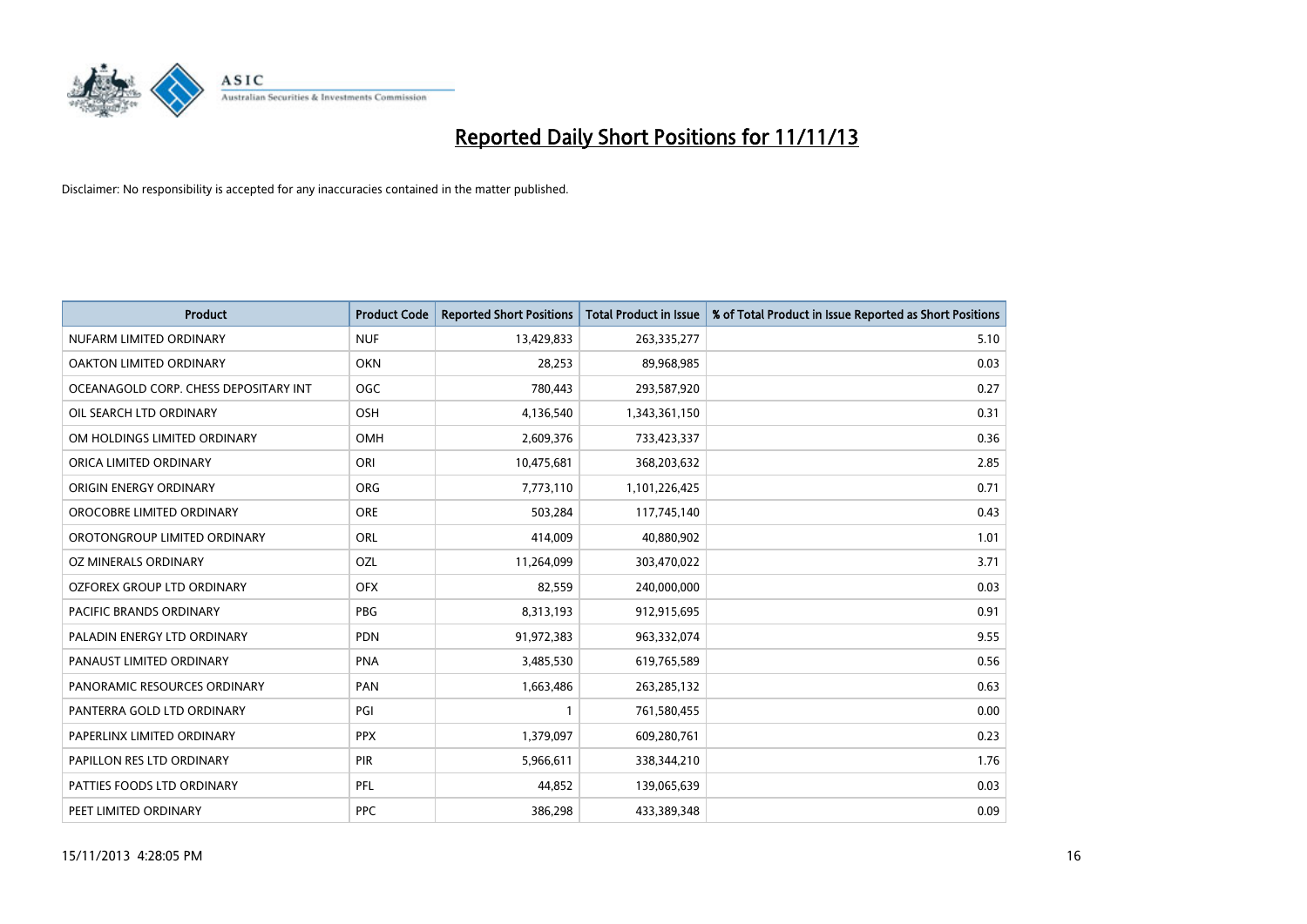# Reported Daily Short Positions for 11/11/13

Disclaimer: No responsibility is accepted for any inaccuracies contained in the matter published.

| Product | Product Code | Reported Short Positions | Total Product in Issue | % of Total Product in Issue Reported as Short Positions |
|---|---|---|---|---|
| NUFARM LIMITED ORDINARY | NUF | 13,429,833 | 263,335,277 | 5.10 |
| OAKTON LIMITED ORDINARY | OKN | 28,253 | 89,968,985 | 0.03 |
| OCEANAGOLD CORP. CHESS DEPOSITARY INT | OGC | 780,443 | 293,587,920 | 0.27 |
| OIL SEARCH LTD ORDINARY | OSH | 4,136,540 | 1,343,361,150 | 0.31 |
| OM HOLDINGS LIMITED ORDINARY | OMH | 2,609,376 | 733,423,337 | 0.36 |
| ORICA LIMITED ORDINARY | ORI | 10,475,681 | 368,203,632 | 2.85 |
| ORIGIN ENERGY ORDINARY | ORG | 7,773,110 | 1,101,226,425 | 0.71 |
| OROCOBRE LIMITED ORDINARY | ORE | 503,284 | 117,745,140 | 0.43 |
| OROTONGROUP LIMITED ORDINARY | ORL | 414,009 | 40,880,902 | 1.01 |
| OZ MINERALS ORDINARY | OZL | 11,264,099 | 303,470,022 | 3.71 |
| OZFOREX GROUP LTD ORDINARY | OFX | 82,559 | 240,000,000 | 0.03 |
| PACIFIC BRANDS ORDINARY | PBG | 8,313,193 | 912,915,695 | 0.91 |
| PALADIN ENERGY LTD ORDINARY | PDN | 91,972,383 | 963,332,074 | 9.55 |
| PANAUST LIMITED ORDINARY | PNA | 3,485,530 | 619,765,589 | 0.56 |
| PANORAMIC RESOURCES ORDINARY | PAN | 1,663,486 | 263,285,132 | 0.63 |
| PANTERRA GOLD LTD ORDINARY | PGI | 1 | 761,580,455 | 0.00 |
| PAPERLINX LIMITED ORDINARY | PPX | 1,379,097 | 609,280,761 | 0.23 |
| PAPILLON RES LTD ORDINARY | PIR | 5,966,611 | 338,344,210 | 1.76 |
| PATTIES FOODS LTD ORDINARY | PFL | 44,852 | 139,065,639 | 0.03 |
| PEET LIMITED ORDINARY | PPC | 386,298 | 433,389,348 | 0.09 |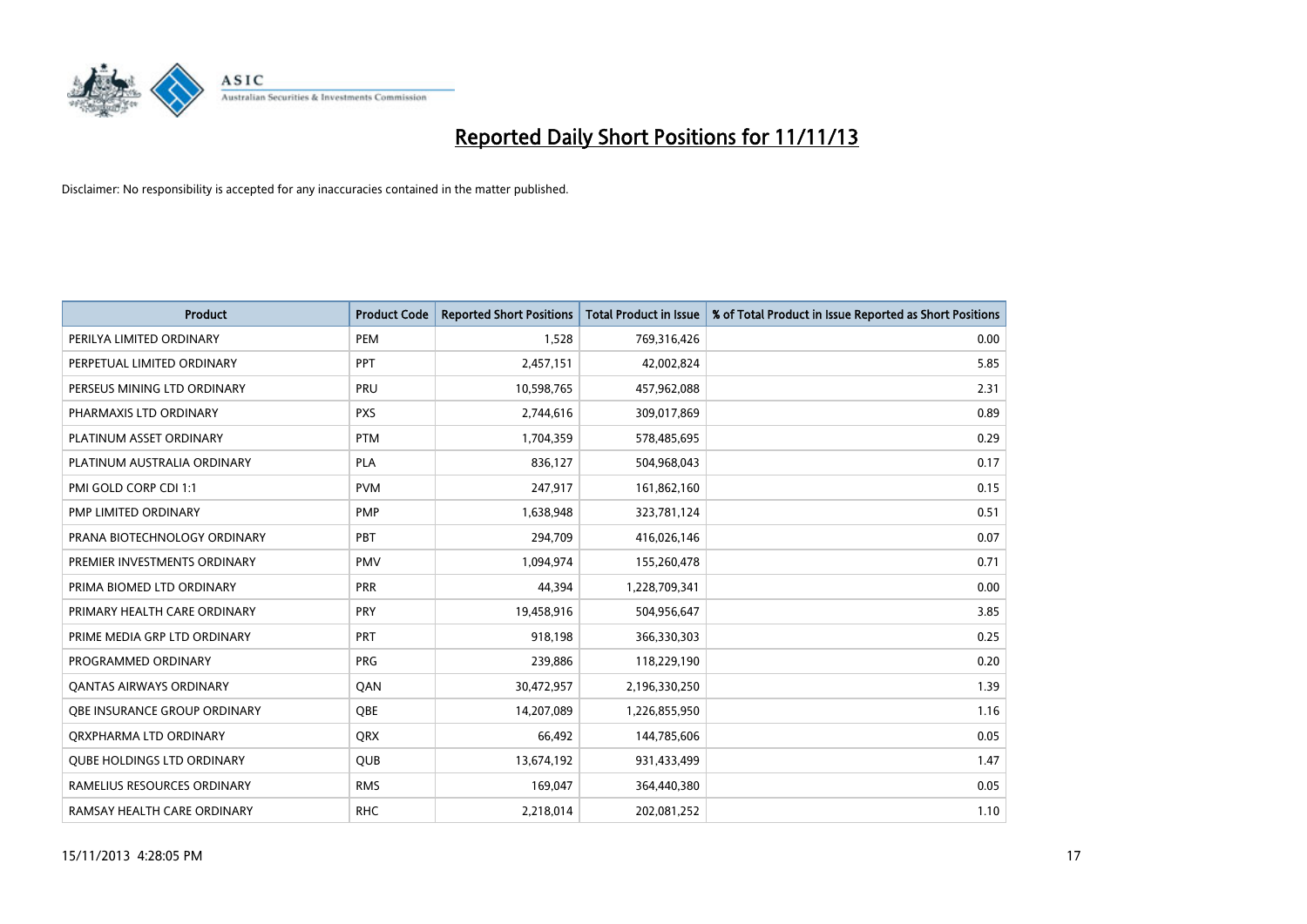# Reported Daily Short Positions for 11/11/13

Disclaimer: No responsibility is accepted for any inaccuracies contained in the matter published.

| Product | Product Code | Reported Short Positions | Total Product in Issue | % of Total Product in Issue Reported as Short Positions |
|---|---|---|---|---|
| PERILYA LIMITED ORDINARY | PEM | 1,528 | 769,316,426 | 0.00 |
| PERPETUAL LIMITED ORDINARY | PPT | 2,457,151 | 42,002,824 | 5.85 |
| PERSEUS MINING LTD ORDINARY | PRU | 10,598,765 | 457,962,088 | 2.31 |
| PHARMAXIS LTD ORDINARY | PXS | 2,744,616 | 309,017,869 | 0.89 |
| PLATINUM ASSET ORDINARY | PTM | 1,704,359 | 578,485,695 | 0.29 |
| PLATINUM AUSTRALIA ORDINARY | PLA | 836,127 | 504,968,043 | 0.17 |
| PMI GOLD CORP CDI 1:1 | PVM | 247,917 | 161,862,160 | 0.15 |
| PMP LIMITED ORDINARY | PMP | 1,638,948 | 323,781,124 | 0.51 |
| PRANA BIOTECHNOLOGY ORDINARY | PBT | 294,709 | 416,026,146 | 0.07 |
| PREMIER INVESTMENTS ORDINARY | PMV | 1,094,974 | 155,260,478 | 0.71 |
| PRIMA BIOMED LTD ORDINARY | PRR | 44,394 | 1,228,709,341 | 0.00 |
| PRIMARY HEALTH CARE ORDINARY | PRY | 19,458,916 | 504,956,647 | 3.85 |
| PRIME MEDIA GRP LTD ORDINARY | PRT | 918,198 | 366,330,303 | 0.25 |
| PROGRAMMED ORDINARY | PRG | 239,886 | 118,229,190 | 0.20 |
| QANTAS AIRWAYS ORDINARY | QAN | 30,472,957 | 2,196,330,250 | 1.39 |
| QBE INSURANCE GROUP ORDINARY | QBE | 14,207,089 | 1,226,855,950 | 1.16 |
| QRXPHARMA LTD ORDINARY | QRX | 66,492 | 144,785,606 | 0.05 |
| QUBE HOLDINGS LTD ORDINARY | QUB | 13,674,192 | 931,433,499 | 1.47 |
| RAMELIUS RESOURCES ORDINARY | RMS | 169,047 | 364,440,380 | 0.05 |
| RAMSAY HEALTH CARE ORDINARY | RHC | 2,218,014 | 202,081,252 | 1.10 |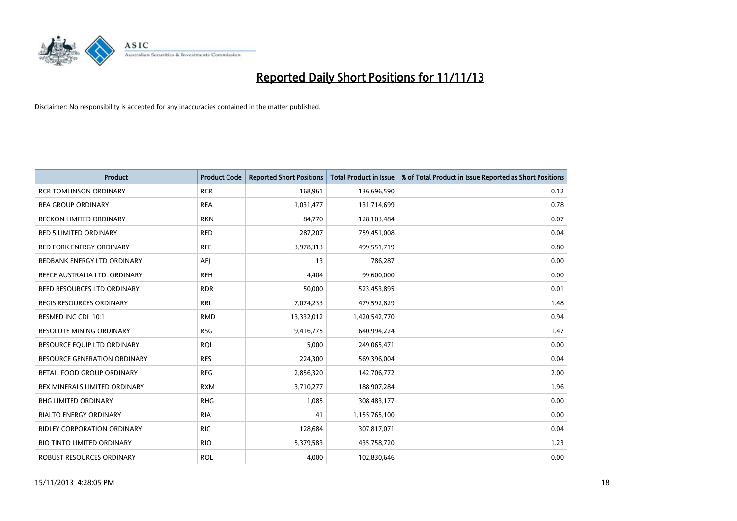# Reported Daily Short Positions for 11/11/13

Disclaimer: No responsibility is accepted for any inaccuracies contained in the matter published.

| Product | Product Code | Reported Short Positions | Total Product in Issue | % of Total Product in Issue Reported as Short Positions |
|---|---|---|---|---|
| RCR TOMLINSON ORDINARY | RCR | 168,961 | 136,696,590 | 0.12 |
| REA GROUP ORDINARY | REA | 1,031,477 | 131,714,699 | 0.78 |
| RECKON LIMITED ORDINARY | RKN | 84,770 | 128,103,484 | 0.07 |
| RED 5 LIMITED ORDINARY | RED | 287,207 | 759,451,008 | 0.04 |
| RED FORK ENERGY ORDINARY | RFE | 3,978,313 | 499,551,719 | 0.80 |
| REDBANK ENERGY LTD ORDINARY | AEJ | 13 | 786,287 | 0.00 |
| REECE AUSTRALIA LTD. ORDINARY | REH | 4,404 | 99,600,000 | 0.00 |
| REED RESOURCES LTD ORDINARY | RDR | 50,000 | 523,453,895 | 0.01 |
| REGIS RESOURCES ORDINARY | RRL | 7,074,233 | 479,592,829 | 1.48 |
| RESMED INC CDI 10:1 | RMD | 13,332,012 | 1,420,542,770 | 0.94 |
| RESOLUTE MINING ORDINARY | RSG | 9,416,775 | 640,994,224 | 1.47 |
| RESOURCE EQUIP LTD ORDINARY | RQL | 5,000 | 249,065,471 | 0.00 |
| RESOURCE GENERATION ORDINARY | RES | 224,300 | 569,396,004 | 0.04 |
| RETAIL FOOD GROUP ORDINARY | RFG | 2,856,320 | 142,706,772 | 2.00 |
| REX MINERALS LIMITED ORDINARY | RXM | 3,710,277 | 188,907,284 | 1.96 |
| RHG LIMITED ORDINARY | RHG | 1,085 | 308,483,177 | 0.00 |
| RIALTO ENERGY ORDINARY | RIA | 41 | 1,155,765,100 | 0.00 |
| RIDLEY CORPORATION ORDINARY | RIC | 128,684 | 307,817,071 | 0.04 |
| RIO TINTO LIMITED ORDINARY | RIO | 5,379,583 | 435,758,720 | 1.23 |
| ROBUST RESOURCES ORDINARY | ROL | 4,000 | 102,830,646 | 0.00 |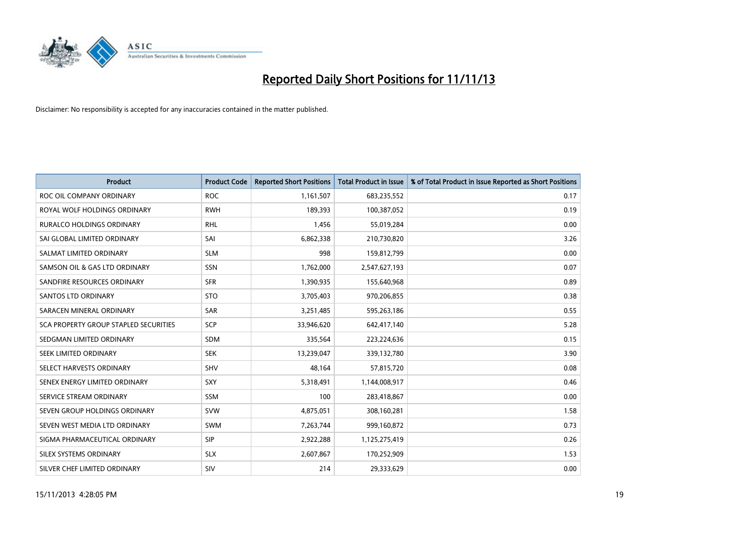# Reported Daily Short Positions for 11/11/13

Disclaimer: No responsibility is accepted for any inaccuracies contained in the matter published.

| Product | Product Code | Reported Short Positions | Total Product in Issue | % of Total Product in Issue Reported as Short Positions |
|---|---|---|---|---|
| ROC OIL COMPANY ORDINARY | ROC | 1,161,507 | 683,235,552 | 0.17 |
| ROYAL WOLF HOLDINGS ORDINARY | RWH | 189,393 | 100,387,052 | 0.19 |
| RURALCO HOLDINGS ORDINARY | RHL | 1,456 | 55,019,284 | 0.00 |
| SAI GLOBAL LIMITED ORDINARY | SAI | 6,862,338 | 210,730,820 | 3.26 |
| SALMAT LIMITED ORDINARY | SLM | 998 | 159,812,799 | 0.00 |
| SAMSON OIL & GAS LTD ORDINARY | SSN | 1,762,000 | 2,547,627,193 | 0.07 |
| SANDFIRE RESOURCES ORDINARY | SFR | 1,390,935 | 155,640,968 | 0.89 |
| SANTOS LTD ORDINARY | STO | 3,705,403 | 970,206,855 | 0.38 |
| SARACEN MINERAL ORDINARY | SAR | 3,251,485 | 595,263,186 | 0.55 |
| SCA PROPERTY GROUP STAPLED SECURITIES | SCP | 33,946,620 | 642,417,140 | 5.28 |
| SEDGMAN LIMITED ORDINARY | SDM | 335,564 | 223,224,636 | 0.15 |
| SEEK LIMITED ORDINARY | SEK | 13,239,047 | 339,132,780 | 3.90 |
| SELECT HARVESTS ORDINARY | SHV | 48,164 | 57,815,720 | 0.08 |
| SENEX ENERGY LIMITED ORDINARY | SXY | 5,318,491 | 1,144,008,917 | 0.46 |
| SERVICE STREAM ORDINARY | SSM | 100 | 283,418,867 | 0.00 |
| SEVEN GROUP HOLDINGS ORDINARY | SVW | 4,875,051 | 308,160,281 | 1.58 |
| SEVEN WEST MEDIA LTD ORDINARY | SWM | 7,263,744 | 999,160,872 | 0.73 |
| SIGMA PHARMACEUTICAL ORDINARY | SIP | 2,922,288 | 1,125,275,419 | 0.26 |
| SILEX SYSTEMS ORDINARY | SLX | 2,607,867 | 170,252,909 | 1.53 |
| SILVER CHEF LIMITED ORDINARY | SIV | 214 | 29,333,629 | 0.00 |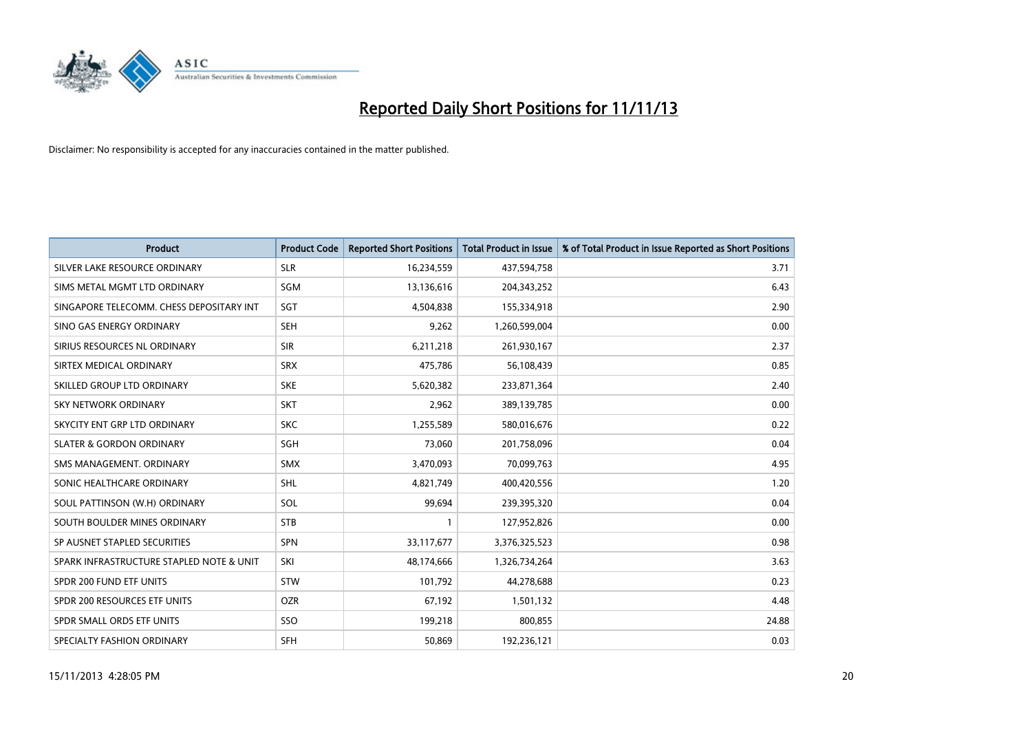# Reported Daily Short Positions for 11/11/13

Disclaimer: No responsibility is accepted for any inaccuracies contained in the matter published.

| Product | Product Code | Reported Short Positions | Total Product in Issue | % of Total Product in Issue Reported as Short Positions |
|---|---|---|---|---|
| SILVER LAKE RESOURCE ORDINARY | SLR | 16,234,559 | 437,594,758 | 3.71 |
| SIMS METAL MGMT LTD ORDINARY | SGM | 13,136,616 | 204,343,252 | 6.43 |
| SINGAPORE TELECOMM. CHESS DEPOSITARY INT | SGT | 4,504,838 | 155,334,918 | 2.90 |
| SINO GAS ENERGY ORDINARY | SEH | 9,262 | 1,260,599,004 | 0.00 |
| SIRIUS RESOURCES NL ORDINARY | SIR | 6,211,218 | 261,930,167 | 2.37 |
| SIRTEX MEDICAL ORDINARY | SRX | 475,786 | 56,108,439 | 0.85 |
| SKILLED GROUP LTD ORDINARY | SKE | 5,620,382 | 233,871,364 | 2.40 |
| SKY NETWORK ORDINARY | SKT | 2,962 | 389,139,785 | 0.00 |
| SKYCITY ENT GRP LTD ORDINARY | SKC | 1,255,589 | 580,016,676 | 0.22 |
| SLATER & GORDON ORDINARY | SGH | 73,060 | 201,758,096 | 0.04 |
| SMS MANAGEMENT. ORDINARY | SMX | 3,470,093 | 70,099,763 | 4.95 |
| SONIC HEALTHCARE ORDINARY | SHL | 4,821,749 | 400,420,556 | 1.20 |
| SOUL PATTINSON (W.H) ORDINARY | SOL | 99,694 | 239,395,320 | 0.04 |
| SOUTH BOULDER MINES ORDINARY | STB | 1 | 127,952,826 | 0.00 |
| SP AUSNET STAPLED SECURITIES | SPN | 33,117,677 | 3,376,325,523 | 0.98 |
| SPARK INFRASTRUCTURE STAPLED NOTE & UNIT | SKI | 48,174,666 | 1,326,734,264 | 3.63 |
| SPDR 200 FUND ETF UNITS | STW | 101,792 | 44,278,688 | 0.23 |
| SPDR 200 RESOURCES ETF UNITS | OZR | 67,192 | 1,501,132 | 4.48 |
| SPDR SMALL ORDS ETF UNITS | SSO | 199,218 | 800,855 | 24.88 |
| SPECIALTY FASHION ORDINARY | SFH | 50,869 | 192,236,121 | 0.03 |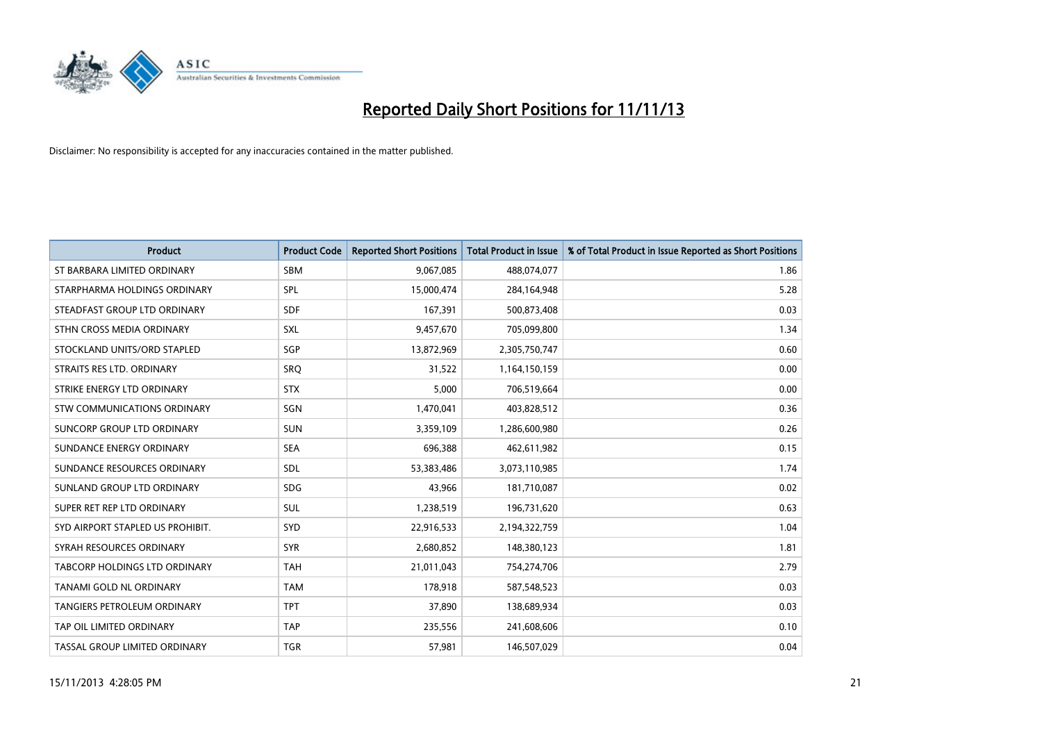# Reported Daily Short Positions for 11/11/13

Disclaimer: No responsibility is accepted for any inaccuracies contained in the matter published.

| Product | Product Code | Reported Short Positions | Total Product in Issue | % of Total Product in Issue Reported as Short Positions |
|---|---|---|---|---|
| ST BARBARA LIMITED ORDINARY | SBM | 9,067,085 | 488,074,077 | 1.86 |
| STARPHARMA HOLDINGS ORDINARY | SPL | 15,000,474 | 284,164,948 | 5.28 |
| STEADFAST GROUP LTD ORDINARY | SDF | 167,391 | 500,873,408 | 0.03 |
| STHN CROSS MEDIA ORDINARY | SXL | 9,457,670 | 705,099,800 | 1.34 |
| STOCKLAND UNITS/ORD STAPLED | SGP | 13,872,969 | 2,305,750,747 | 0.60 |
| STRAITS RES LTD. ORDINARY | SRQ | 31,522 | 1,164,150,159 | 0.00 |
| STRIKE ENERGY LTD ORDINARY | STX | 5,000 | 706,519,664 | 0.00 |
| STW COMMUNICATIONS ORDINARY | SGN | 1,470,041 | 403,828,512 | 0.36 |
| SUNCORP GROUP LTD ORDINARY | SUN | 3,359,109 | 1,286,600,980 | 0.26 |
| SUNDANCE ENERGY ORDINARY | SEA | 696,388 | 462,611,982 | 0.15 |
| SUNDANCE RESOURCES ORDINARY | SDL | 53,383,486 | 3,073,110,985 | 1.74 |
| SUNLAND GROUP LTD ORDINARY | SDG | 43,966 | 181,710,087 | 0.02 |
| SUPER RET REP LTD ORDINARY | SUL | 1,238,519 | 196,731,620 | 0.63 |
| SYD AIRPORT STAPLED US PROHIBIT. | SYD | 22,916,533 | 2,194,322,759 | 1.04 |
| SYRAH RESOURCES ORDINARY | SYR | 2,680,852 | 148,380,123 | 1.81 |
| TABCORP HOLDINGS LTD ORDINARY | TAH | 21,011,043 | 754,274,706 | 2.79 |
| TANAMI GOLD NL ORDINARY | TAM | 178,918 | 587,548,523 | 0.03 |
| TANGIERS PETROLEUM ORDINARY | TPT | 37,890 | 138,689,934 | 0.03 |
| TAP OIL LIMITED ORDINARY | TAP | 235,556 | 241,608,606 | 0.10 |
| TASSAL GROUP LIMITED ORDINARY | TGR | 57,981 | 146,507,029 | 0.04 |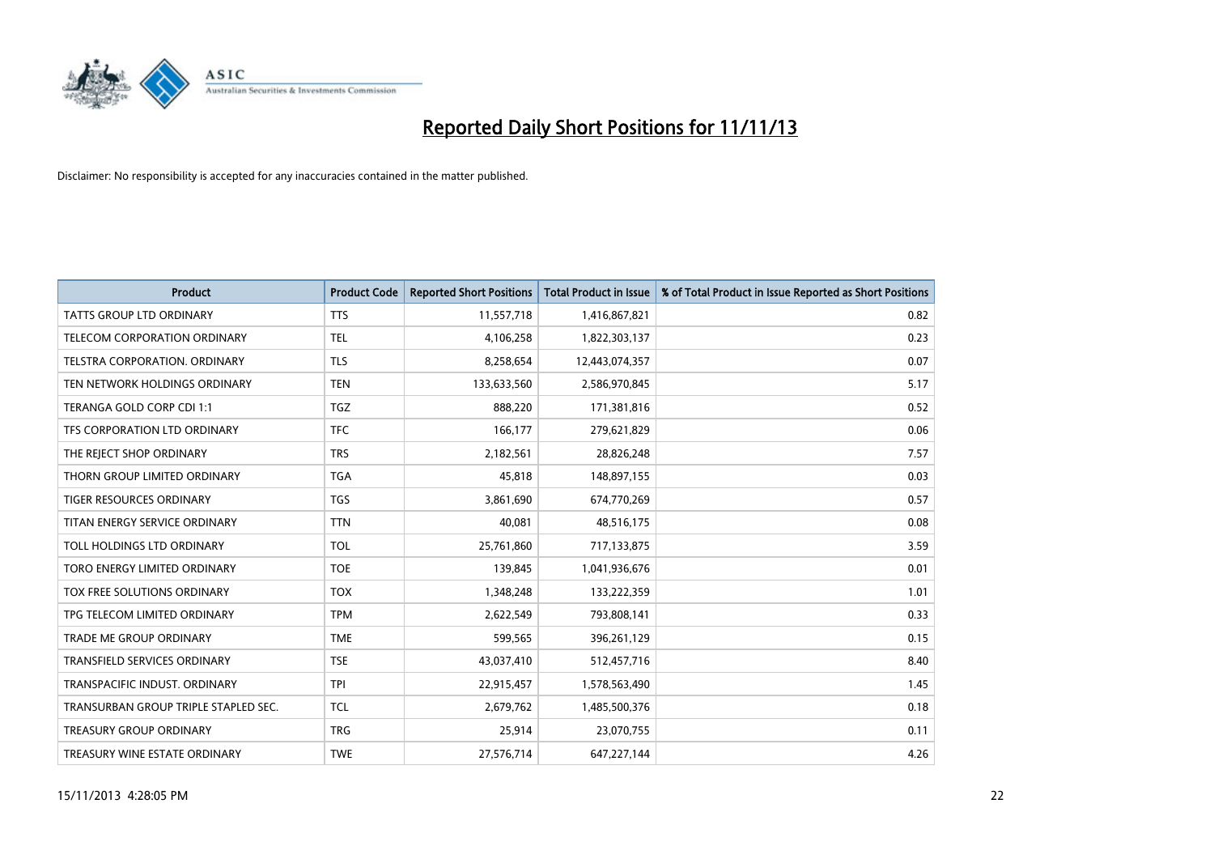# Reported Daily Short Positions for 11/11/13

Disclaimer: No responsibility is accepted for any inaccuracies contained in the matter published.

| Product | Product Code | Reported Short Positions | Total Product in Issue | % of Total Product in Issue Reported as Short Positions |
|---|---|---|---|---|
| TATTS GROUP LTD ORDINARY | TTS | 11,557,718 | 1,416,867,821 | 0.82 |
| TELECOM CORPORATION ORDINARY | TEL | 4,106,258 | 1,822,303,137 | 0.23 |
| TELSTRA CORPORATION. ORDINARY | TLS | 8,258,654 | 12,443,074,357 | 0.07 |
| TEN NETWORK HOLDINGS ORDINARY | TEN | 133,633,560 | 2,586,970,845 | 5.17 |
| TERANGA GOLD CORP CDI 1:1 | TGZ | 888,220 | 171,381,816 | 0.52 |
| TFS CORPORATION LTD ORDINARY | TFC | 166,177 | 279,621,829 | 0.06 |
| THE REJECT SHOP ORDINARY | TRS | 2,182,561 | 28,826,248 | 7.57 |
| THORN GROUP LIMITED ORDINARY | TGA | 45,818 | 148,897,155 | 0.03 |
| TIGER RESOURCES ORDINARY | TGS | 3,861,690 | 674,770,269 | 0.57 |
| TITAN ENERGY SERVICE ORDINARY | TTN | 40,081 | 48,516,175 | 0.08 |
| TOLL HOLDINGS LTD ORDINARY | TOL | 25,761,860 | 717,133,875 | 3.59 |
| TORO ENERGY LIMITED ORDINARY | TOE | 139,845 | 1,041,936,676 | 0.01 |
| TOX FREE SOLUTIONS ORDINARY | TOX | 1,348,248 | 133,222,359 | 1.01 |
| TPG TELECOM LIMITED ORDINARY | TPM | 2,622,549 | 793,808,141 | 0.33 |
| TRADE ME GROUP ORDINARY | TME | 599,565 | 396,261,129 | 0.15 |
| TRANSFIELD SERVICES ORDINARY | TSE | 43,037,410 | 512,457,716 | 8.40 |
| TRANSPACIFIC INDUST. ORDINARY | TPI | 22,915,457 | 1,578,563,490 | 1.45 |
| TRANSURBAN GROUP TRIPLE STAPLED SEC. | TCL | 2,679,762 | 1,485,500,376 | 0.18 |
| TREASURY GROUP ORDINARY | TRG | 25,914 | 23,070,755 | 0.11 |
| TREASURY WINE ESTATE ORDINARY | TWE | 27,576,714 | 647,227,144 | 4.26 |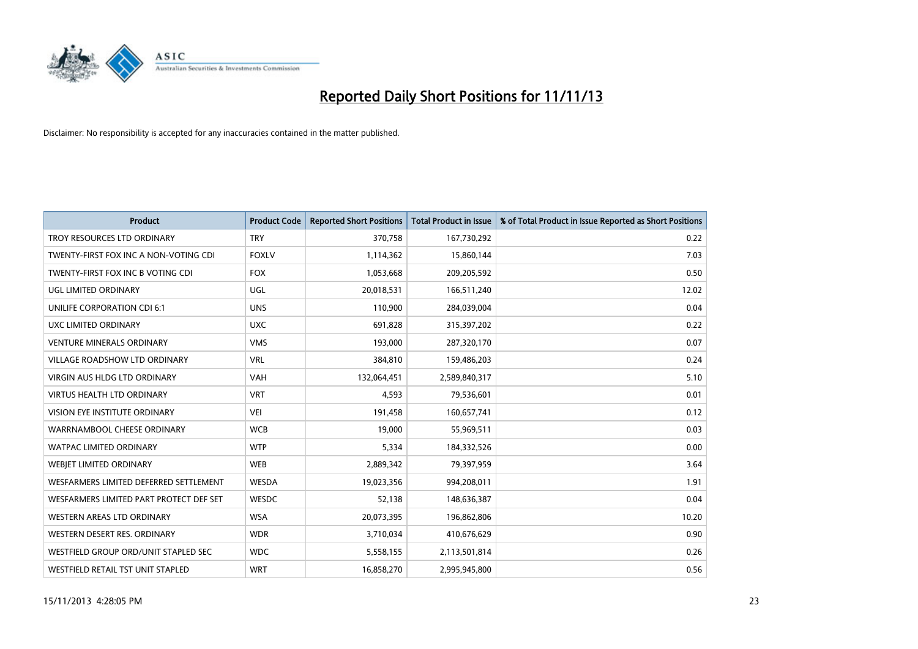# Reported Daily Short Positions for 11/11/13

Disclaimer: No responsibility is accepted for any inaccuracies contained in the matter published.

| Product | Product Code | Reported Short Positions | Total Product in Issue | % of Total Product in Issue Reported as Short Positions |
|---|---|---|---|---|
| TROY RESOURCES LTD ORDINARY | TRY | 370,758 | 167,730,292 | 0.22 |
| TWENTY-FIRST FOX INC A NON-VOTING CDI | FOXLV | 1,114,362 | 15,860,144 | 7.03 |
| TWENTY-FIRST FOX INC B VOTING CDI | FOX | 1,053,668 | 209,205,592 | 0.50 |
| UGL LIMITED ORDINARY | UGL | 20,018,531 | 166,511,240 | 12.02 |
| UNILIFE CORPORATION CDI 6:1 | UNS | 110,900 | 284,039,004 | 0.04 |
| UXC LIMITED ORDINARY | UXC | 691,828 | 315,397,202 | 0.22 |
| VENTURE MINERALS ORDINARY | VMS | 193,000 | 287,320,170 | 0.07 |
| VILLAGE ROADSHOW LTD ORDINARY | VRL | 384,810 | 159,486,203 | 0.24 |
| VIRGIN AUS HLDG LTD ORDINARY | VAH | 132,064,451 | 2,589,840,317 | 5.10 |
| VIRTUS HEALTH LTD ORDINARY | VRT | 4,593 | 79,536,601 | 0.01 |
| VISION EYE INSTITUTE ORDINARY | VEI | 191,458 | 160,657,741 | 0.12 |
| WARRNAMBOOL CHEESE ORDINARY | WCB | 19,000 | 55,969,511 | 0.03 |
| WATPAC LIMITED ORDINARY | WTP | 5,334 | 184,332,526 | 0.00 |
| WEBJET LIMITED ORDINARY | WEB | 2,889,342 | 79,397,959 | 3.64 |
| WESFARMERS LIMITED DEFERRED SETTLEMENT | WESDA | 19,023,356 | 994,208,011 | 1.91 |
| WESFARMERS LIMITED PART PROTECT DEF SET | WESDC | 52,138 | 148,636,387 | 0.04 |
| WESTERN AREAS LTD ORDINARY | WSA | 20,073,395 | 196,862,806 | 10.20 |
| WESTERN DESERT RES. ORDINARY | WDR | 3,710,034 | 410,676,629 | 0.90 |
| WESTFIELD GROUP ORD/UNIT STAPLED SEC | WDC | 5,558,155 | 2,113,501,814 | 0.26 |
| WESTFIELD RETAIL TST UNIT STAPLED | WRT | 16,858,270 | 2,995,945,800 | 0.56 |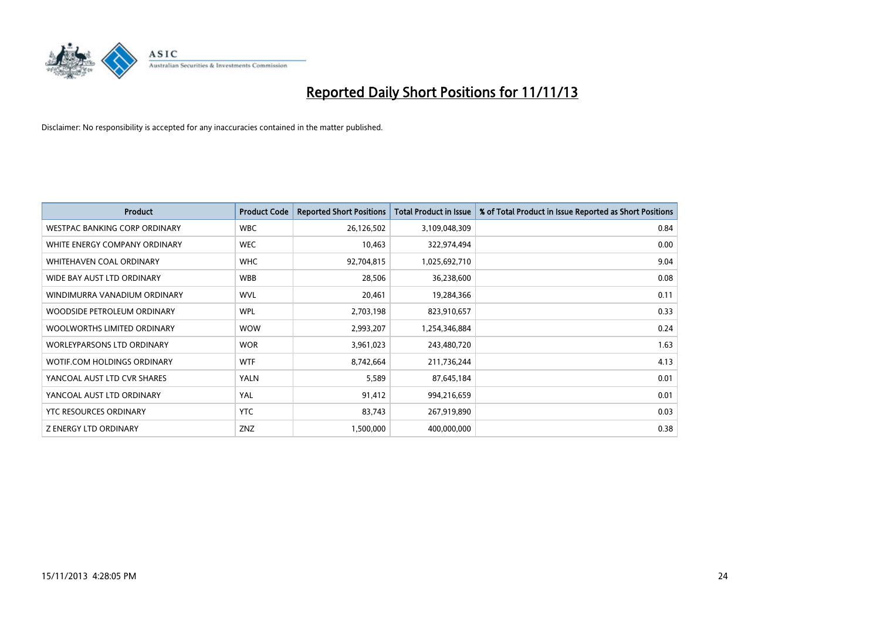# Reported Daily Short Positions for 11/11/13

Disclaimer: No responsibility is accepted for any inaccuracies contained in the matter published.

| Product | Product Code | Reported Short Positions | Total Product in Issue | % of Total Product in Issue Reported as Short Positions |
|---|---|---|---|---|
| WESTPAC BANKING CORP ORDINARY | WBC | 26,126,502 | 3,109,048,309 | 0.84 |
| WHITE ENERGY COMPANY ORDINARY | WEC | 10,463 | 322,974,494 | 0.00 |
| WHITEHAVEN COAL ORDINARY | WHC | 92,704,815 | 1,025,692,710 | 9.04 |
| WIDE BAY AUST LTD ORDINARY | WBB | 28,506 | 36,238,600 | 0.08 |
| WINDIMURRA VANADIUM ORDINARY | WVL | 20,461 | 19,284,366 | 0.11 |
| WOODSIDE PETROLEUM ORDINARY | WPL | 2,703,198 | 823,910,657 | 0.33 |
| WOOLWORTHS LIMITED ORDINARY | WOW | 2,993,207 | 1,254,346,884 | 0.24 |
| WORLEYPARSONS LTD ORDINARY | WOR | 3,961,023 | 243,480,720 | 1.63 |
| WOTIF.COM HOLDINGS ORDINARY | WTF | 8,742,664 | 211,736,244 | 4.13 |
| YANCOAL AUST LTD CVR SHARES | YALN | 5,589 | 87,645,184 | 0.01 |
| YANCOAL AUST LTD ORDINARY | YAL | 91,412 | 994,216,659 | 0.01 |
| YTC RESOURCES ORDINARY | YTC | 83,743 | 267,919,890 | 0.03 |
| Z ENERGY LTD ORDINARY | ZNZ | 1,500,000 | 400,000,000 | 0.38 |

15/11/2013 4:28:05 PM